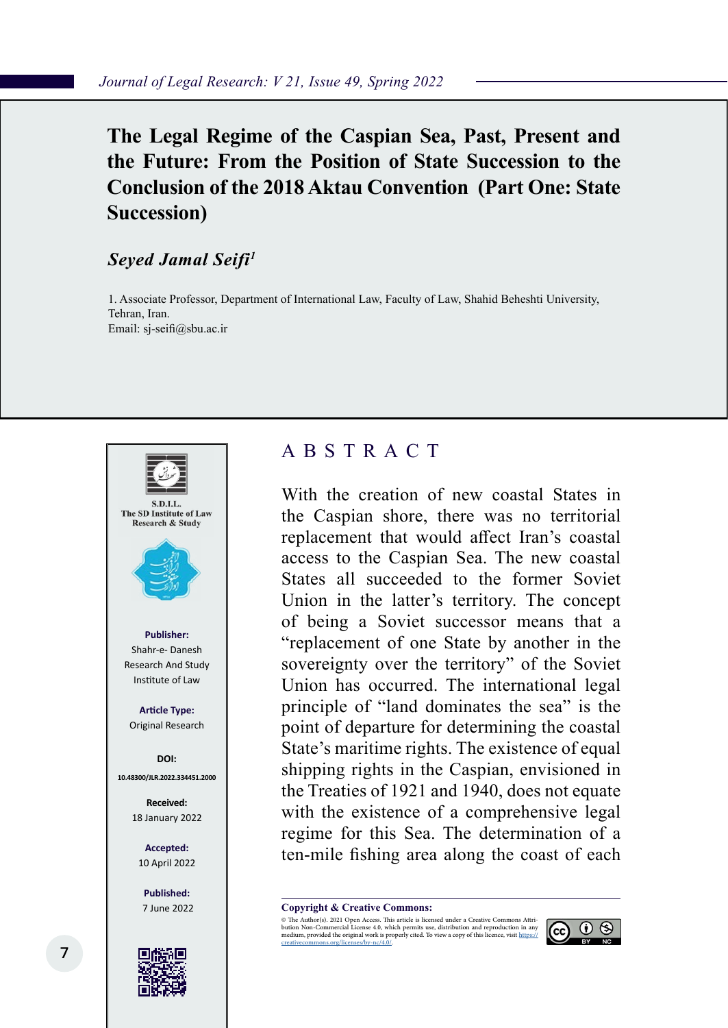# The Legal Regime of the Caspian Sea, Past, Present and the Future: From the Position of State Succession to the Conclusion of the 2018 Aktau Convention (Part One: State Succession)

***Seyed Jamal Seifi*[1]**

1. Associate Professor, Department of International Law, Faculty of Law, Shahid Beheshti University, Tehran, Iran.
Email: sj-seifi@sbu.ac.ir

S.D.I.L.
The SD Institute of Law Research & Study

**Publisher:**
Shahr-e- Danesh Research And Study Institute of Law

**Article Type:**
Original Research

**DOI:**
10.48300/JLR.2022.334451.2000

**Received:**
18 January 2022

**Accepted:**
10 April 2022

**Published:**
7 June 2022

## ABSTRACT

With the creation of new coastal States in the Caspian shore, there was no territorial replacement that would affect Iran's coastal access to the Caspian Sea. The new coastal States all succeeded to the former Soviet Union in the latter's territory. The concept of being a Soviet successor means that a "replacement of one State by another in the sovereignty over the territory" of the Soviet Union has occurred. The international legal principle of "land dominates the sea" is the point of departure for determining the coastal State's maritime rights. The existence of equal shipping rights in the Caspian, envisioned in the Treaties of 1921 and 1940, does not equate with the existence of a comprehensive legal regime for this Sea. The determination of a ten-mile fishing area along the coast of each

**Copyright & Creative Commons:**
© The Author(s). 2021 Open Access. This article is licensed under a Creative Commons Attribution Non-Commercial License 4.0, which permits use, distribution and reproduction in any medium, provided the original work is properly cited. To view a copy of this licence, visit https://creativecommons.org/licenses/by-nc/4.0/.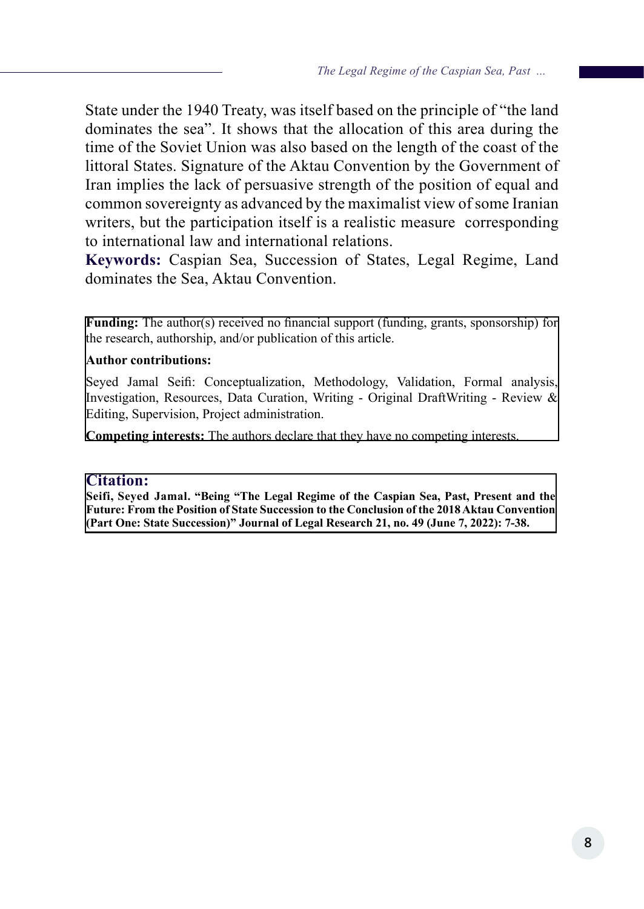State under the 1940 Treaty, was itself based on the principle of "the land dominates the sea". It shows that the allocation of this area during the time of the Soviet Union was also based on the length of the coast of the littoral States. Signature of the Aktau Convention by the Government of Iran implies the lack of persuasive strength of the position of equal and common sovereignty as advanced by the maximalist view of some Iranian writers, but the participation itself is a realistic measure corresponding to international law and international relations.

**Keywords:** Caspian Sea, Succession of States, Legal Regime, Land dominates the Sea, Aktau Convention.

**Funding:** The author(s) received no financial support (funding, grants, sponsorship) for the research, authorship, and/or publication of this article.

**Author contributions:**

Seyed Jamal Seifi: Conceptualization, Methodology, Validation, Formal analysis, Investigation, Resources, Data Curation, Writing - Original DraftWriting - Review & Editing, Supervision, Project administration.

**Competing interests:** The authors declare that they have no competing interests.

**Citation:**

**Seifi, Seyed Jamal. "Being "The Legal Regime of the Caspian Sea, Past, Present and the Future: From the Position of State Succession to the Conclusion of the 2018 Aktau Convention (Part One: State Succession)" Journal of Legal Research 21, no. 49 (June 7, 2022): 7-38.**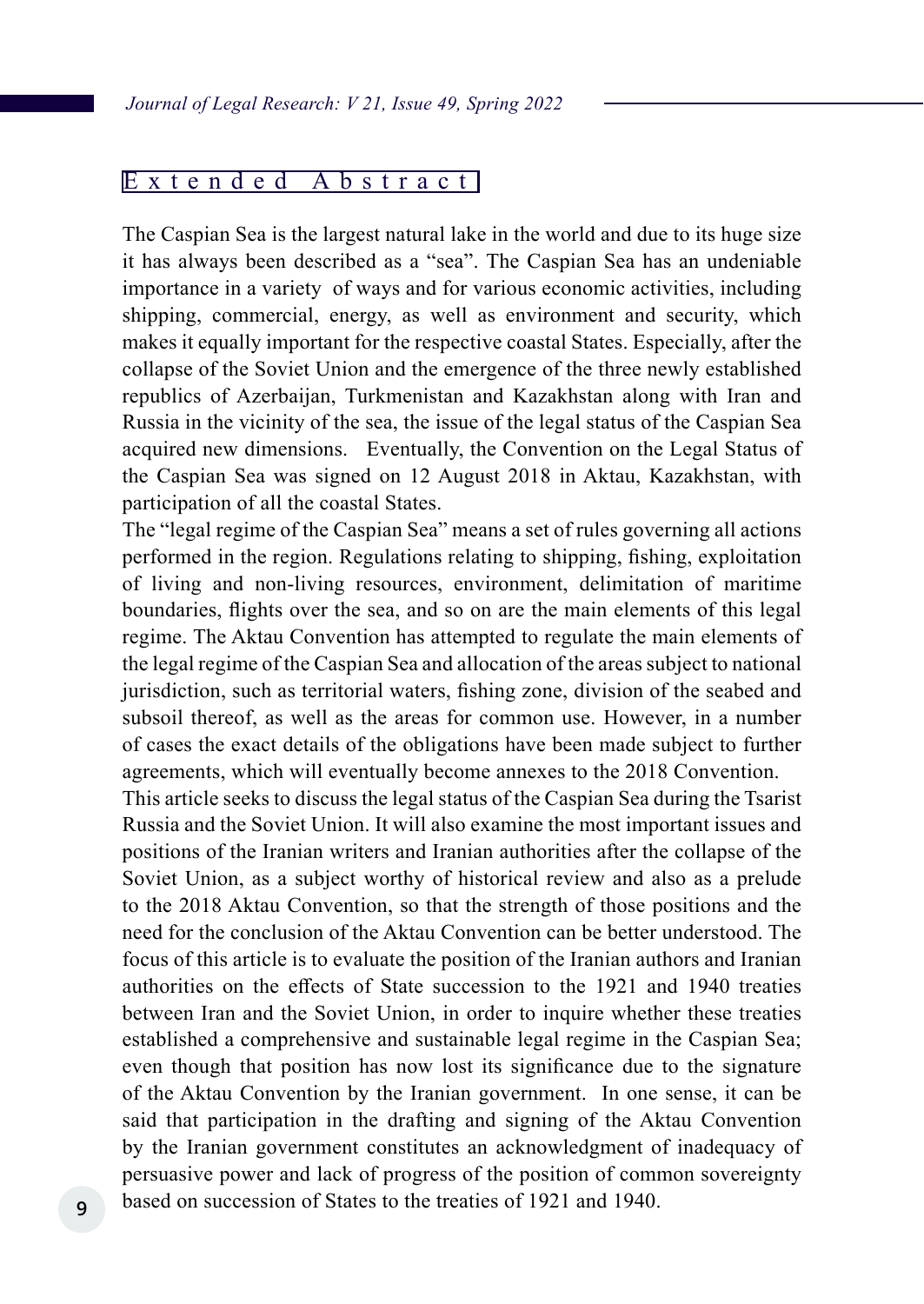## Extended Abstract

The Caspian Sea is the largest natural lake in the world and due to its huge size it has always been described as a "sea". The Caspian Sea has an undeniable importance in a variety of ways and for various economic activities, including shipping, commercial, energy, as well as environment and security, which makes it equally important for the respective coastal States. Especially, after the collapse of the Soviet Union and the emergence of the three newly established republics of Azerbaijan, Turkmenistan and Kazakhstan along with Iran and Russia in the vicinity of the sea, the issue of the legal status of the Caspian Sea acquired new dimensions. Eventually, the Convention on the Legal Status of the Caspian Sea was signed on 12 August 2018 in Aktau, Kazakhstan, with participation of all the coastal States.

The "legal regime of the Caspian Sea" means a set of rules governing all actions performed in the region. Regulations relating to shipping, fishing, exploitation of living and non-living resources, environment, delimitation of maritime boundaries, flights over the sea, and so on are the main elements of this legal regime. The Aktau Convention has attempted to regulate the main elements of the legal regime of the Caspian Sea and allocation of the areas subject to national jurisdiction, such as territorial waters, fishing zone, division of the seabed and subsoil thereof, as well as the areas for common use. However, in a number of cases the exact details of the obligations have been made subject to further agreements, which will eventually become annexes to the 2018 Convention.

This article seeks to discuss the legal status of the Caspian Sea during the Tsarist Russia and the Soviet Union. It will also examine the most important issues and positions of the Iranian writers and Iranian authorities after the collapse of the Soviet Union, as a subject worthy of historical review and also as a prelude to the 2018 Aktau Convention, so that the strength of those positions and the need for the conclusion of the Aktau Convention can be better understood. The focus of this article is to evaluate the position of the Iranian authors and Iranian authorities on the effects of State succession to the 1921 and 1940 treaties between Iran and the Soviet Union, in order to inquire whether these treaties established a comprehensive and sustainable legal regime in the Caspian Sea; even though that position has now lost its significance due to the signature of the Aktau Convention by the Iranian government. In one sense, it can be said that participation in the drafting and signing of the Aktau Convention by the Iranian government constitutes an acknowledgment of inadequacy of persuasive power and lack of progress of the position of common sovereignty based on succession of States to the treaties of 1921 and 1940.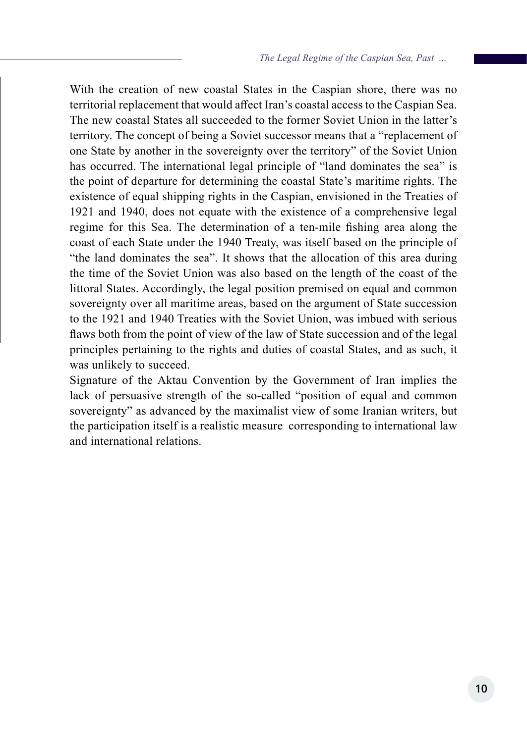With the creation of new coastal States in the Caspian shore, there was no territorial replacement that would affect Iran's coastal access to the Caspian Sea. The new coastal States all succeeded to the former Soviet Union in the latter's territory. The concept of being a Soviet successor means that a "replacement of one State by another in the sovereignty over the territory" of the Soviet Union has occurred. The international legal principle of "land dominates the sea" is the point of departure for determining the coastal State's maritime rights. The existence of equal shipping rights in the Caspian, envisioned in the Treaties of 1921 and 1940, does not equate with the existence of a comprehensive legal regime for this Sea. The determination of a ten-mile fishing area along the coast of each State under the 1940 Treaty, was itself based on the principle of "the land dominates the sea". It shows that the allocation of this area during the time of the Soviet Union was also based on the length of the coast of the littoral States. Accordingly, the legal position premised on equal and common sovereignty over all maritime areas, based on the argument of State succession to the 1921 and 1940 Treaties with the Soviet Union, was imbued with serious flaws both from the point of view of the law of State succession and of the legal principles pertaining to the rights and duties of coastal States, and as such, it was unlikely to succeed.

Signature of the Aktau Convention by the Government of Iran implies the lack of persuasive strength of the so-called "position of equal and common sovereignty" as advanced by the maximalist view of some Iranian writers, but the participation itself is a realistic measure corresponding to international law and international relations.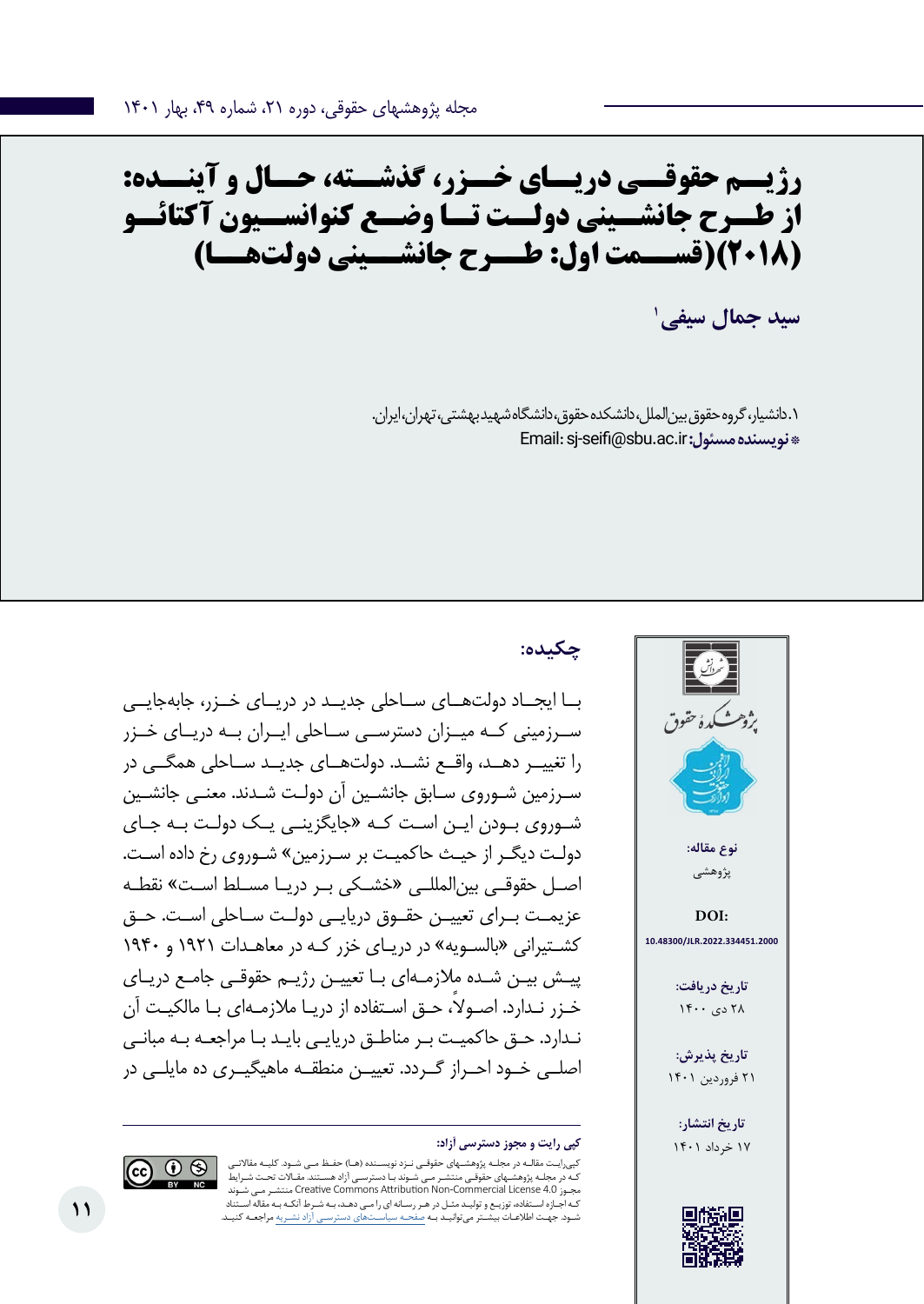# رژیم حقوقی دریای خزر، گذشته، حال و آینده: از طرح جانشینی دولت تا وضع کنوانسیون آکتائو (۲۰۱۸)(قسمت اول: طرح جانشینی دولت‌ها)

**سید جمال سیفی**[۱]

۱.دانشیار، گروه حقوق بین‌الملل، دانشکده حقوق، دانشگاه شهید بهشتی، تهران، ایران.

**\* نویسنده مسئول:** Email: sj-seifi@sbu.ac.ir

**نوع مقاله:** پژوهشی

**DOI:** 10.48300/JLR.2022.334451.2000

**تاریخ دریافت:** ۲۸ دی ۱۴۰۰

**تاریخ پذیرش:** ۲۱ فروردین ۱۴۰۱

**تاریخ انتشار:** ۱۷ خرداد ۱۴۰۱

## چکیده:

با ایجاد دولت‌های ساحلی جدید در دریای خزر، جابه‌جایی سرزمینی که میزان دسترسی ساحلی ایران به دریای خزر را تغییر دهد، واقع نشد. دولت‌های جدید ساحلی همگی در سرزمین شوروی سابق جانشین آن دولت شدند. معنی جانشین شوروی بودن این است که «جایگزینی یک دولت به جای دولت دیگر از حیث حاکمیت بر سرزمین» شوروی رخ داده است. اصل حقوقی بین‌المللی «خشکی بر دریا مسلط است» نقطه عزیمت برای تعیین حقوق دریایی دولت ساحلی است. حق کشتیرانی «بالسویه» در دریای خزر که در معاهدات ۱۹۲۱ و ۱۹۴۰ پیش بین شده ملازمه‌ای با تعیین رژیم حقوقی جامع دریای خزر ندارد. اصولاً، حق استفاده از دریا ملازمه‌ای با مالکیت آن ندارد. حق حاکمیت بر مناطق دریایی باید با مراجعه به مبانی اصلی خود احراز گردد. تعیین منطقه ماهیگیری ده مایلی در

**کپی رایت و مجوز دسترسی آزاد:**

کپی‌رایت مقاله در مجله پژوهشهای حقوقی نزد نویسنده (ها) حفظ می شود. کلیه مقالاتی که در مجله پژوهشهای حقوقی منتشر می شوند با دسترسی آزاد هستند. مقالات تحت شرایط مجوز Creative Commons Attribution Non-Commercial License 4.0 منتشر می شوند که اجازه استفاده، توزیع و تولید مثل در هر رسانه ای را می دهد، به شرط آنکه به مقاله استناد شود. جهت اطلاعات بیشتر می‌توانید به صفحه سیاست‌های دسترسی آزاد نشریه مراجعه کنید.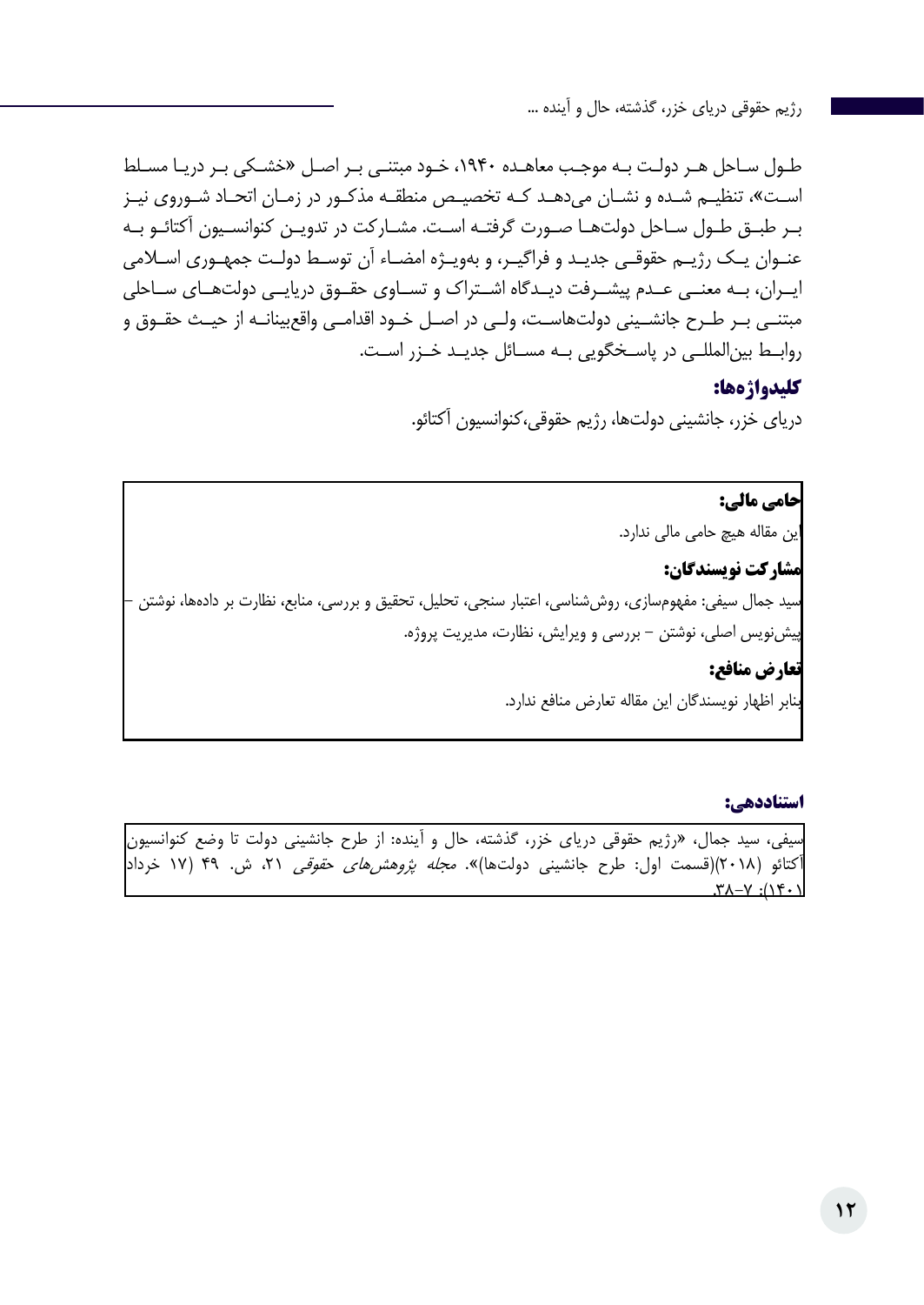طول ساحل هر دولت به موجب معاهده ۱۹۴۰، خود مبتنی بر اصل «خشکی بر دریا مسلط است»، تنظیم شده و نشان می‌دهد که تخصیص منطقه مذکور در زمان اتحاد شوروی نیز بر طبق طول ساحل دولت‌ها صورت گرفته است. مشارکت در تدوین کنوانسیون آکتائو به عنوان یک رژیم حقوقی جدید و فراگیر، و به‌ویژه امضاء آن توسط دولت جمهوری اسلامی ایران، به معنی عدم پیشرفت دیدگاه اشتراک و تساوی حقوق دریایی دولت‌های ساحلی مبتنی بر طرح جانشینی دولت‌هاست، ولی در اصل خود اقدامی واقع‌بینانه از حیث حقوق و روابط بین‌المللی در پاسخگویی به مسائل جدید خزر است.

**کلیدواژه‌ها:**

دریای خزر، جانشینی دولت‌ها، رژیم حقوقی،کنوانسیون آکتائو.

**حامی مالی:**

این مقاله هیچ حامی مالی ندارد.

**مشارکت نویسندگان:**

سید جمال سیفی: مفهوم‌سازی، روش‌شناسی، اعتبار سنجی، تحلیل، تحقیق و بررسی، منابع، نظارت بر داده‌ها، نوشتن – پیش‌نویس اصلی، نوشتن – بررسی و ویرایش، نظارت، مدیریت پروژه.

**تعارض منافع:**

بنابر اظهار نویسندگان این مقاله تعارض منافع ندارد.

**استناددهی:**

سیفی، سید جمال، «رژیم حقوقی دریای خزر، گذشته، حال و آینده: از طرح جانشینی دولت تا وضع کنوانسیون آکتائو (۲۰۱۸)(قسمت اول: طرح جانشینی دولت‌ها)». *مجله پژوهش‌های حقوقی* ۲۱، ش. ۴۹ (۱۷ خرداد ۱۴۰۱): ۷–۳۸.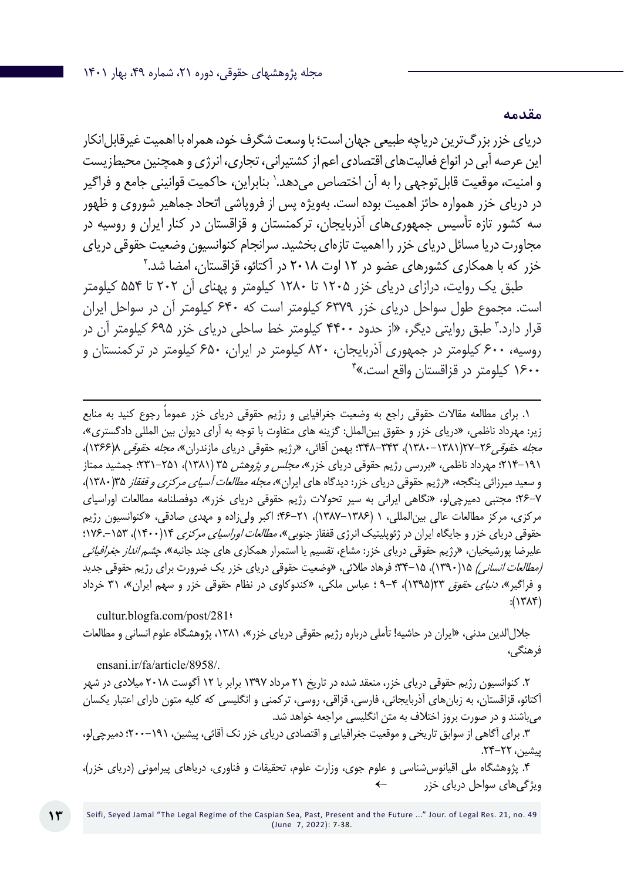## مقدمه

دریای خزر بزرگ‌ترین دریاچه طبیعی جهان است؛ با وسعت شگرف خود، همراه با اهمیت غیرقابل‌انکار این عرصه آبی در انواع فعالیت‌های اقتصادی اعم از کشتیرانی، تجاری، انرژی و همچنین محیط‌زیست و امنیت، موقعیت قابل‌توجهی را به آن اختصاص می‌دهد.[۱] بنابراین، حاکمیت قوانینی جامع و فراگیر در دریای خزر همواره حائز اهمیت بوده است. به‌ویژه پس از فروپاشی اتحاد جماهیر شوروی و ظهور سه کشور تازه تأسیس جمهوری‌های آذربایجان، ترکمنستان و قزاقستان در کنار ایران و روسیه در مجاورت دریا مسائل دریای خزر را اهمیت تازه‌ای بخشید. سرانجام کنوانسیون وضعیت حقوقی دریای خزر که با همکاری کشورهای عضو در ۱۲ اوت ۲۰۱۸ در آکتائو، قزاقستان، امضا شد.[۲]

طبق یک روایت، درازای دریای خزر ۱۲۰۵ تا ۱۲۸۰ کیلومتر و پهنای آن ۲۰۲ تا ۵۵۴ کیلومتر است. مجموع طول سواحل دریای خزر ۶۳۷۹ کیلومتر است که ۶۴۰ کیلومتر آن در سواحل ایران قرار دارد.[۳] طبق روایتی دیگر، «از حدود ۴۴۰۰ کیلومتر خط ساحلی دریای خزر ۶۹۵ کیلومتر آن در روسیه، ۶۰۰ کیلومتر در جمهوری آذربایجان، ۸۲۰ کیلومتر در ایران، ۶۵۰ کیلومتر در ترکمنستان و ۱۶۰۰ کیلومتر در قزاقستان واقع است.»[۴]

---

۱. برای مطالعه مقالات حقوقی راجع به وضعیت جغرافیایی و رژیم حقوقی دریای خزر عموماً رجوع کنید به منابع زیر: مهرداد ناظمی، «دریای خزر و حقوق بین‌الملل: گزینه های متفاوت با توجه به آرای دیوان بین المللی دادگستری»، *مجله حقوقی* ۲۶-۲۷(۱۳۸۱-۱۳۸۰)، ۳۴۳-۳۴۸؛ بهمن آقائی، «رژیم حقوقی دریای مازندران»، *مجله حقوقی* ۸(۱۳۶۶)، ۱۹۱-۲۱۴؛ مهرداد ناظمی، «بررسی رژیم حقوقی دریای خزر»، *مجلس و پژوهش* ۳۵ (۱۳۸۱)، ۲۵۱-۲۳۱؛ جمشید ممتاز و سعید میرزائی ینگجه، «رژیم حقوقی دریای خزر: دیدگاه های ایران»، *مجله مطالعات آسیای مرکزی و قفقاز* ۳۵(۱۳۸۰)، ۷-۲۶؛ مجتبی دمیرچی‌لو، «نگاهی ایرانی به سیر تحولات رژیم حقوقی دریای خزر»، دوفصلنامه مطالعات اوراسیای مرکزی، مرکز مطالعات عالی بین‌المللی، ۱ (۱۳۸۶-۱۳۸۷)، ۲۱-۴۶؛ اکبر ولی‌زاده و مهدی صادقی، «کنوانسیون رژیم حقوقی دریای خزر و جایگاه ایران در ژئوپلیتیک انرژی قفقاز جنوبی»، *مطالعات اوراسیای مرکزی* ۱۴(۱۴۰۰)، ۱۵۳-.۱۷۶؛ علیرضا پورشیخیان، «رژیم حقوقی دریای خزر: مشاع، تقسیم یا استمرار همکاری های چند جانبه»، *چشم انداز جغرافیائی (مطالعات انسانی)* ۱۵(۱۳۹۰)، ۱۵-۳۴؛ فرهاد طلائی، «وضعیت حقوقی دریای خزر یک ضرورت برای رژیم حقوقی جدید و فراگیر»، *دنیای حقوق* ۲۳(۱۳۹۵)، ۴-۹ ؛ عباس ملکی، «کندوکاوی در نظام حقوقی خزر و سهم ایران»، ۳۱ خرداد (۱۳۸۴):

cultur.blogfa.com/post/281؛

جلال‌الدین مدنی، «ایران در حاشیه! تأملی درباره رژیم حقوقی دریای خزر»، ۱۳۸۱، پژوهشگاه علوم انسانی و مطالعات فرهنگی،

ensani.ir/fa/article/8958/.

۲. کنوانسیون رژیم حقوقی دریای خزر، منعقد شده در تاریخ ۲۱ مرداد ۱۳۹۷ برابر با ۱۲ آگوست ۲۰۱۸ میلادی در شهر آکتائو، قزاقستان، به زبان‌های آذربایجانی، فارسی، قزاقی، روسی، ترکمنی و انگلیسی که کلیه متون دارای اعتبار یکسان می‌باشند و در صورت بروز اختلاف به متن انگلیسی مراجعه خواهد شد.

۳. برای آگاهی از سوابق تاریخی و موقعیت جغرافیایی و اقتصادی دریای خزر نک آقائی، پیشین، ۱۹۱-۲۰۰؛ دمیرچی‌لو، پیشین، ۲۲-۲۴.

۴. پژوهشگاه ملی اقیانوس‌شناسی و علوم جوی، وزارت علوم، تحقیقات و فناوری، دریاهای پیرامونی (دریای خزر)، ویژگی‌های سواحل دریای خزر ←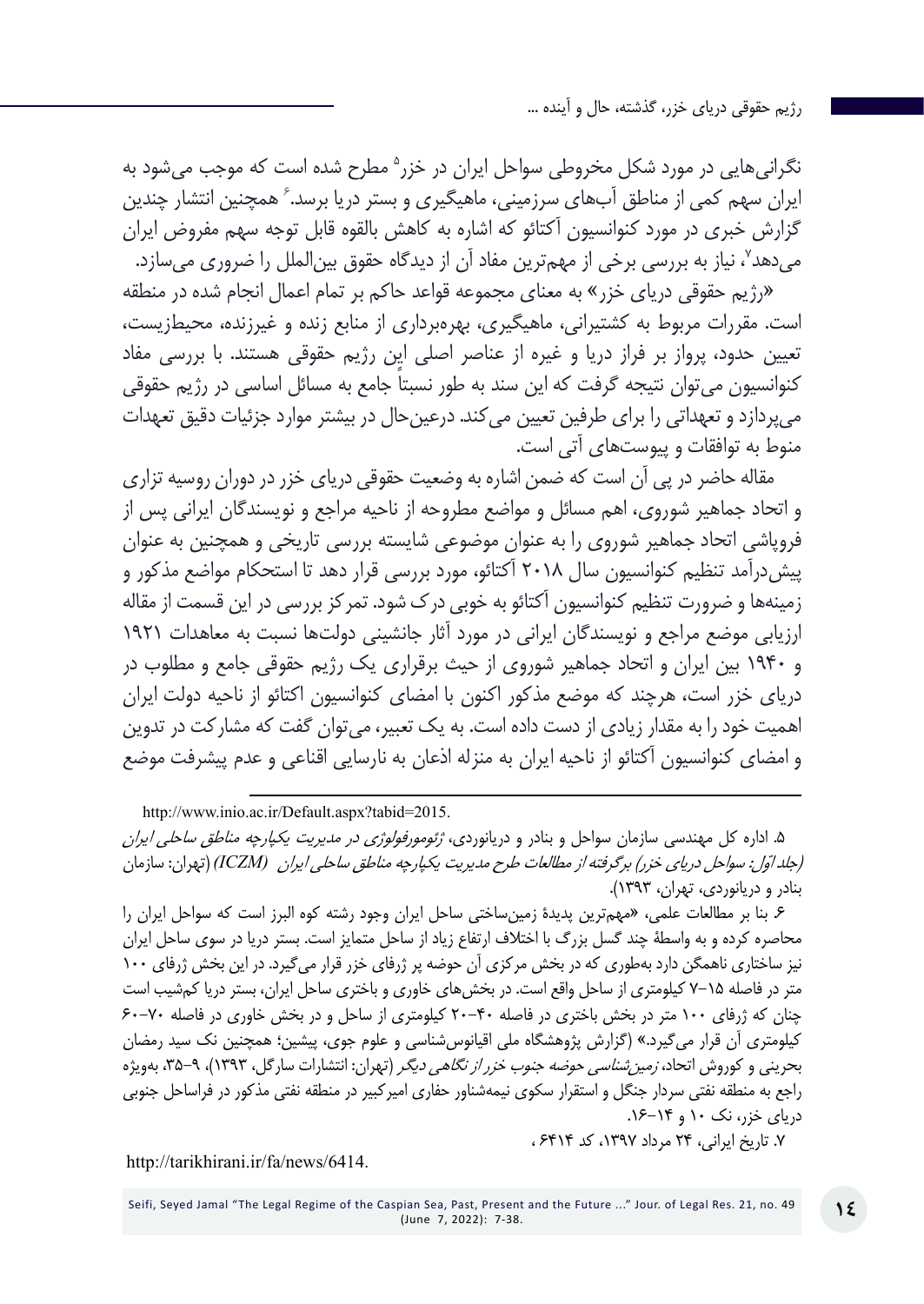نگرانی‌هایی در مورد شکل مخروطی سواحل ایران در خزر[5] مطرح شده است که موجب می‌شود به ایران سهم کمی از مناطق آب‌های سرزمینی، ماهیگیری و بستر دریا برسد.[6] همچنین انتشار چندین گزارش خبری در مورد کنوانسیون آکتائو که اشاره به کاهش بالقوه قابل توجه سهم مفروض ایران می‌دهد[7]، نیاز به بررسی برخی از مهم‌ترین مفاد آن از دیدگاه حقوق بین‌الملل را ضروری می‌سازد.

«رژیم حقوقی دریای خزر» به معنای مجموعه قواعد حاکم بر تمام اعمال انجام شده در منطقه است. مقررات مربوط به کشتیرانی، ماهیگیری، بهره‌برداری از منابع زنده و غیرزنده، محیطزیست، تعیین حدود، پرواز بر فراز دریا و غیره از عناصر اصلی این رژیم حقوقی هستند. با بررسی مفاد کنوانسیون می‌توان نتیجه گرفت که این سند به طور نسبتاً جامع به مسائل اساسی در رژیم حقوقی می‌پردازد و تعهداتی را برای طرفین تعیین می‌کند. درعین‌حال در بیشتر موارد جزئیات دقیق تعهدات منوط به توافقات و پیوست‌های آتی است.

مقاله حاضر در پی آن است که ضمن اشاره به وضعیت حقوقی دریای خزر در دوران روسیه تزاری و اتحاد جماهیر شوروی، اهم مسائل و مواضع مطروحه از ناحیه مراجع و نویسندگان ایرانی پس از فروپاشی اتحاد جماهیر شوروی را به عنوان موضوعی شایسته بررسی تاریخی و همچنین به عنوان پیش‌درآمد تنظیم کنوانسیون سال ۲۰۱۸ آکتائو، مورد بررسی قرار دهد تا استحکام مواضع مذکور و زمینه‌ها و ضرورت تنظیم کنوانسیون آکتائو به خوبی درک شود. تمرکز بررسی در این قسمت از مقاله ارزیابی موضع مراجع و نویسندگان ایرانی در مورد آثار جانشینی دولت‌ها نسبت به معاهدات ۱۹۲۱ و ۱۹۴۰ بین ایران و اتحاد جماهیر شوروی از حیث برقراری یک رژیم حقوقی جامع و مطلوب در دریای خزر است، هرچند که موضع مذکور اکنون با امضای کنوانسیون اکتائو از ناحیه دولت ایران اهمیت خود را به مقدار زیادی از دست داده است. به یک تعبیر، می‌توان گفت که مشارکت در تدوین و امضای کنوانسیون آکتائو از ناحیه ایران به منزله اذعان به نارسایی اقناعی و عدم پیشرفت موضع

---

http://www.inio.ac.ir/Default.aspx?tabid=2015.

۵. اداره کل مهندسی سازمان سواحل و بنادر و دریانوردی، *ژئومورفولوژی در مدیریت یکپارچه مناطق ساحلی ایران (جلد اول: سواحل دریای خزر) برگرفته از مطالعات طرح مدیریت یکپارچه مناطق ساحلی ایران (ICZM)* (تهران: سازمان بنادر و دریانوردی، تهران، ۱۳۹۳).

۶. بنا بر مطالعات علمی، «مهم‌ترین پدیدهٔ زمین‌ساختی ساحل ایران وجود رشته کوه البرز است که سواحل ایران را محاصره کرده و به واسطهٔ چند گسل بزرگ با اختلاف ارتفاع زیاد از ساحل متمایز است. بستر دریا در سوی ساحل ایران نیز ساختاری ناهمگن دارد به‌طوری که در بخش مرکزی آن حوضه پر ژرفای خزر قرار می‌گیرد. در این بخش ژرفای ۱۰۰ متر در فاصله ۱۵–۷ کیلومتری از ساحل واقع است. در بخش‌های خاوری و باختری ساحل ایران، بستر دریا کم‌شیب است چنان که ژرفای ۱۰۰ متر در بخش باختری در فاصله ۴۰–۲۰ کیلومتری از ساحل و در بخش خاوری در فاصله ۷۰–۶۰ کیلومتری آن قرار می‌گیرد.» (گزارش پژوهشگاه ملی اقیانوس‌شناسی و علوم جوی، پیشین؛ همچنین نک سید رمضان بحرینی و کوروش اتحاد، *زمین‌شناسی حوضه جنوب خزر از نگاهی دیگر* (تهران: انتشارات سارگل، ۱۳۹۳)، ۹–۳۵، به‌ویژه راجع به منطقه نفتی سردار جنگل و استقرار سکوی نیمه‌شناور حفاری امیرکبیر در منطقه نفتی مذکور در فراساحل جنوبی دریای خزر، نک ۱۰ و ۱۴–۱۶.

۷. تاریخ ایرانی، ۲۴ مرداد ۱۳۹۷، کد ۶۴۱۴ ،

http://tarikhirani.ir/fa/news/6414.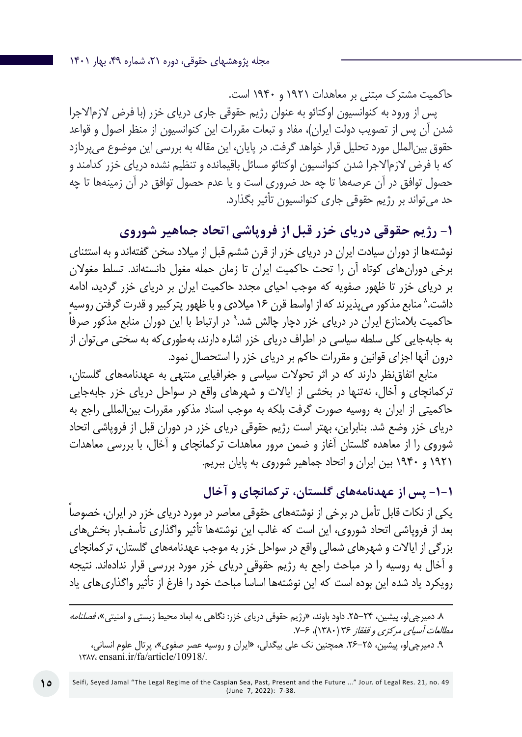حاکمیت مشترک مبتنی بر معاهدات ۱۹۲۱ و ۱۹۴۰ است.

پس از ورود به کنوانسیون اوکتائو به عنوان رژیم حقوقی جاری دریای خزر (با فرض لازم‌الاجرا شدن آن پس از تصویب دولت ایران)، مفاد و تبعات مقررات این کنوانسیون از منظر اصول و قواعد حقوق بین‌الملل مورد تحلیل قرار خواهد گرفت. در پایان، این مقاله به بررسی این موضوع می‌پردازد که با فرض لازم‌الاجرا شدن کنوانسیون اوکتائو مسائل باقیمانده و تنظیم نشده دریای خزر کدامند و حصول توافق در آن عرصه‌ها تا چه حد ضروری است و یا عدم حصول توافق در آن زمینه‌ها تا چه حد می‌تواند بر رژیم حقوقی جاری کنوانسیون تأثیر بگذارد.

## ۱- رژیم حقوقی دریای خزر قبل از فروپاشی اتحاد جماهیر شوروی

نوشته‌ها از دوران سیادت ایران در دریای خزر از قرن ششم قبل از میلاد سخن گفته‌اند و به استثنای برخی دوران‌های کوتاه آن را تحت حاکمیت ایران تا زمان حمله مغول دانسته‌اند. تسلط مغولان بر دریای خزر تا ظهور صفویه که موجب احیای مجدد حاکمیت ایران بر دریای خزر گردید، ادامه داشت.[۸] منابع مذکور می‌پذیرند که از اواسط قرن ۱۶ میلادی و با ظهور پترکبیر و قدرت گرفتن روسیه حاکمیت بلامنازع ایران در دریای خزر دچار چالش شد.[۹] در ارتباط با این دوران منابع مذکور صرفاً به جابه‌جایی کلی سلطه سیاسی در اطراف دریای خزر اشاره دارند، به‌طوری‌که به سختی می‌توان از درون آنها اجزای قوانین و مقررات حاکم بر دریای خزر را استحصال نمود.

منابع اتفاق‌نظر دارند که در اثر تحولات سیاسی و جغرافیایی منتهی به عهدنامه‌های گلستان، ترکمانچای و آخال، نه‌تنها در بخشی از ایالات و شهرهای واقع در سواحل دریای خزر جابه‌جایی حاکمیتی از ایران به روسیه صورت گرفت بلکه به موجب اسناد مذکور مقررات بین‌المللی راجع به دریای خزر وضع شد. بنابراین، بهتر است رژیم حقوقی دریای خزر در دوران قبل از فروپاشی اتحاد شوروی را از معاهده گلستان آغاز و ضمن مرور معاهدات ترکمانچای و آخال، با بررسی معاهدات ۱۹۲۱ و ۱۹۴۰ بین ایران و اتحاد جماهیر شوروی به پایان ببریم.

### ۱-۱- پس از عهدنامه‌های گلستان، ترکمانچای و آخال

یکی از نکات قابل تأمل در برخی از نوشته‌های حقوقی معاصر در مورد دریای خزر در ایران، خصوصاً بعد از فروپاشی اتحاد شوروی، این است که غالب این نوشته‌ها تأثیر واگذاری تأسف‌بار بخش‌های بزرگی از ایالات و شهرهای شمالی واقع در سواحل خزر به موجب عهدنامه‌های گلستان، ترکمانچای و آخال به روسیه را در مباحث راجع به رژیم حقوقی دریای خزر مورد بررسی قرار نداده‌اند. نتیجه رویکرد یاد شده این بوده است که این نوشته‌ها اساساً مباحث خود را فارغ از تأثیر واگذاری‌های یاد

---

۸. دمیرچی‌لو، پیشین، ۲۴–۲۵. داود باوند، «رژیم حقوقی دریای خزر: نگاهی به ابعاد محیط زیستی و امنیتی»، *فصلنامه مطالعات آسیای مرکزی و قفقاز* ۳۶ (۱۳۸۰)، ۶–۷.

۹. دمیرچی‌لو، پیشین، ۲۵–۲۶. همچنین نک علی بیگدلی، «ایران و روسیه عصر صفوی»، پرتال علوم انسانی، ۱۳۸۷، ensani.ir/fa/article/10918/.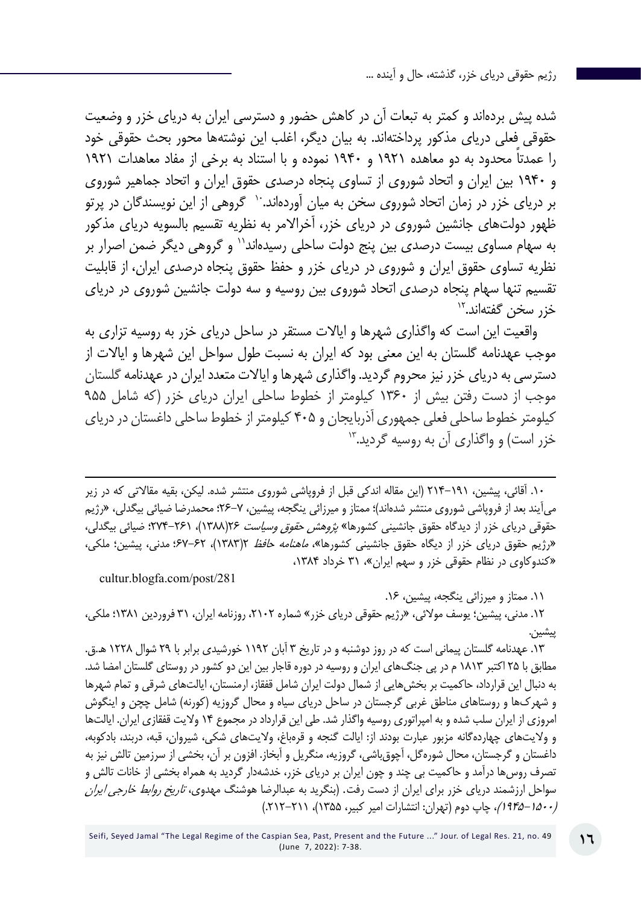شده پیش برده‌اند و کمتر به تبعات آن در کاهش حضور و دسترسی ایران به دریای خزر و وضعیت حقوقی فعلی دریای مذکور پرداخته‌اند. به بیان دیگر، اغلب این نوشته‌ها محور بحث حقوقی خود را عمدتاً محدود به دو معاهده ۱۹۲۱ و ۱۹۴۰ نموده و با استناد به برخی از مفاد معاهدات ۱۹۲۱ و ۱۹۴۰ بین ایران و اتحاد شوروی از تساوی پنجاه درصدی حقوق ایران و اتحاد جماهیر شوروی بر دریای خزر در زمان اتحاد شوروی سخن به میان آورده‌اند.[۱۰] گروهی از این نویسندگان در پرتو ظهور دولت‌های جانشین شوروی در دریای خزر، آخرالامر به نظریه تقسیم بالسویه دریای مذکور به سهام مساوی بیست درصدی بین پنج دولت ساحلی رسیده‌اند[۱۱] و گروهی دیگر ضمن اصرار بر نظریه تساوی حقوق ایران و شوروی در دریای خزر و حفظ حقوق پنجاه درصدی ایران، از قابلیت تقسیم تنها سهام پنجاه درصدی اتحاد شوروی بین روسیه و سه دولت جانشین شوروی در دریای خزر سخن گفته‌اند.[۱۲]

واقعیت این است که واگذاری شهرها و ایالات مستقر در ساحل دریای خزر به روسیه تزاری به موجب عهدنامه گلستان به این معنی بود که ایران به نسبت طول سواحل این شهرها و ایالات از دسترسی به دریای خزر نیز محروم گردید. واگذاری شهرها و ایالات متعدد ایران در عهدنامه گلستان موجب از دست رفتن بیش از ۱۳۶۰ کیلومتر از خطوط ساحلی ایران دریای خزر (که شامل ۹۵۵ کیلومتر خطوط ساحلی فعلی جمهوری آذربایجان و ۴۰۵ کیلومتر از خطوط ساحلی داغستان در دریای خزر است) و واگذاری آن به روسیه گردید.[۱۳]

---

۱۰. آقائی، پیشین، ۱۹۱–۲۱۴ (این مقاله اندکی قبل از فروپاشی شوروی منتشر شده. لیکن، بقیه مقالاتی که در زیر می‌آیند بعد از فروپاشی شوروی منتشر شده‌اند)؛ ممتاز و میرزائی ینگجه، پیشین، ۷–۲۶؛ محمدرضا ضیائی بیگدلی، «رژیم حقوقی دریای خزر از دیدگاه حقوق جانشینی کشورها» *پژوهش حقوق وسیاست* ۲۶(۱۳۸۸)، ۲۶۱–۲۷۴؛ ضیائی بیگدلی، «رژیم حقوق دریای خزر از دیگاه حقوق جانشینی کشورها»، *ماهنامه حافظ* ۲(۱۳۸۳)، ۶۲–۶۷؛ مدنی، پیشین؛ ملکی، «کندوکاوی در نظام حقوقی خزر و سهم ایران»، ۳۱ خرداد ۱۳۸۴،

cultur.blogfa.com/post/281

۱۱. ممتاز و میرزائی ینگجه، پیشین، ۱۶.

۱۲. مدنی، پیشین؛ یوسف مولائی، «رژیم حقوقی دریای خزر» شماره ۲۱۰۲، روزنامه ایران، ۳۱ فروردین ۱۳۸۱؛ ملکی، پیشین.

۱۳. عهدنامه گلستان پیمانی است که در روز دوشنبه و در تاریخ ۳ آبان ۱۱۹۲ خورشیدی برابر با ۲۹ شوال ۱۲۲۸ هـ.ق. مطابق با ۲۵ اکتبر ۱۸۱۳ م در پی جنگ‌های ایران و روسیه در دوره قاجار بین این دو کشور در روستای گلستان امضا شد. به دنبال این قرارداد، حاکمیت بر بخش‌هایی از شمال دولت ایران شامل قفقاز، ارمنستان، ایالت‌های شرقی و تمام شهرها و شهرک‌ها و روستاهای مناطق غربی گرجستان در ساحل دریای سیاه و محال گروزیه (کورنه) شامل چچن و اینگوش امروزی از ایران سلب شده و به امپراتوری روسیه واگذار شد. طی این قرارداد در مجموع ۱۴ ولایت قفقازی ایران. ایالت‌ها و ولایت‌های چهارده‌گانه مزبور عبارت بودند از: ایالت گنجه و قرەباغ، ولایت‌های شکی، شیروان، قبه، دربند، بادکوبه، داغستان و گرجستان، محال شوره‌گل، آچوق‌باشی، گروزیه، منگریل و آبخاز. افزون بر آن، بخشی از سرزمین تالش نیز به تصرف روس‌ها درآمد و حاکمیت بی چند و چون ایران بر دریای خزر، خدشه‌دار گردید به همراه بخشی از خانات تالش و سواحل ارزشمند دریای خزر برای ایران از دست رفت. (بنگرید به عبدالرضا هوشنگ مهدوی، *تاریخ روابط خارجی ایران (۱۵۰۰–۱۹۴۵)*، چاپ دوم (تهران: انتشارات امیر کبیر، ۱۳۵۵)، ۲۱۱–۲۱۲.)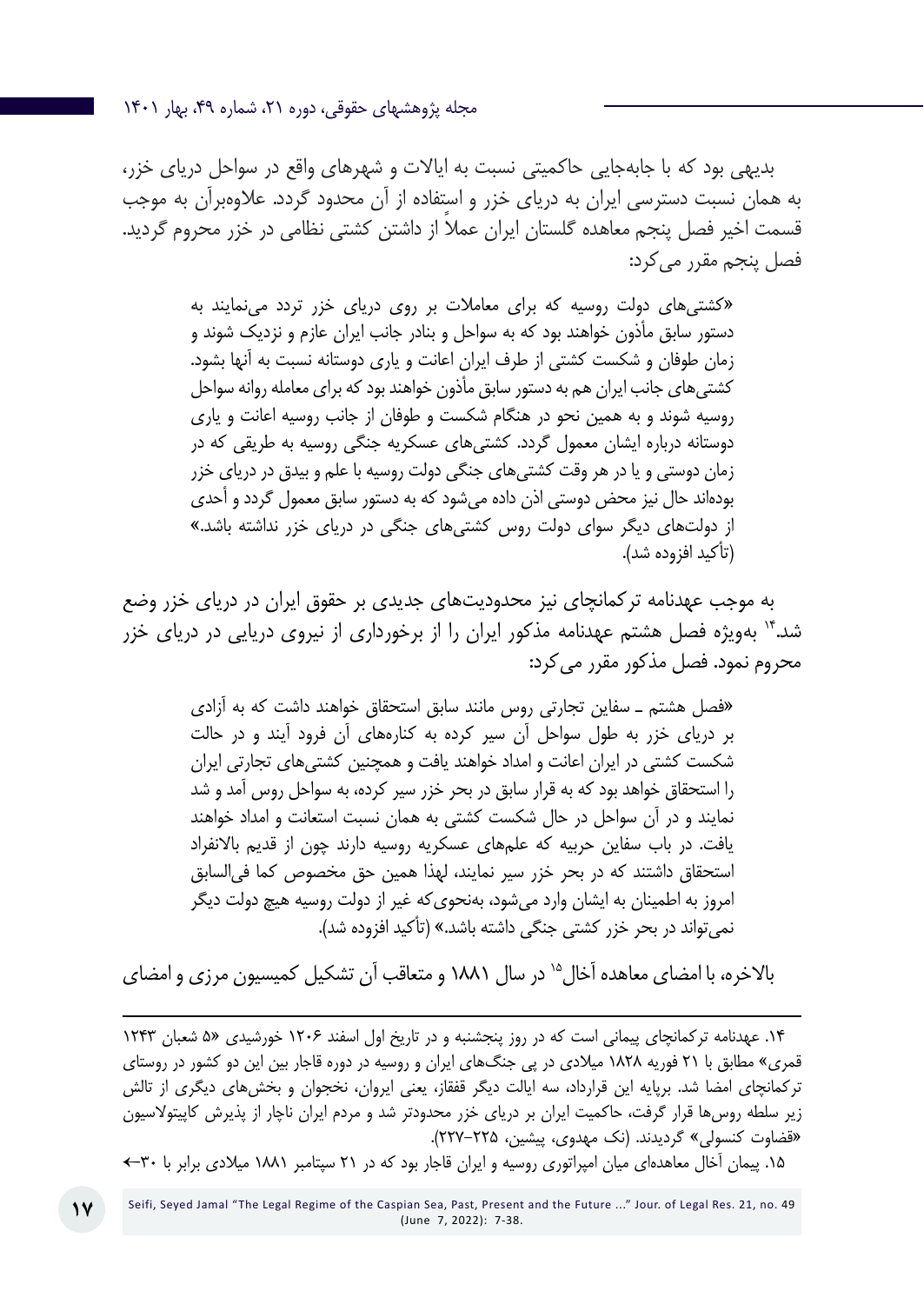بدیهی بود که با جابه‌جایی حاکمیتی نسبت به ایالات و شهرهای واقع در سواحل دریای خزر، به همان نسبت دسترسی ایران به دریای خزر و استفاده از آن محدود گردد. علاوه‌برآن به موجب قسمت اخیر فصل پنجم معاهده گلستان ایران عملاً از داشتن کشتی نظامی در خزر محروم گردید. فصل پنجم مقرر می‌کرد:

> «کشتی‌های دولت روسیه که برای معاملات بر روی دریای خزر تردد می‌نمایند به دستور سابق مأذون خواهند بود که به سواحل و بنادر جانب ایران عازم و نزدیک شوند و زمان طوفان و شکست کشتی از طرف ایران اعانت و یاری دوستانه نسبت به آنها بشود. کشتی‌های جانب ایران هم به دستور سابق مأذون خواهند بود که برای معامله روانه سواحل روسیه شوند و به همین نحو در هنگام شکست و طوفان از جانب روسیه اعانت و یاری دوستانه درباره ایشان معمول گردد. کشتی‌های عسکریه جنگی روسیه به طریقی که در زمان دوستی و یا در هر وقت کشتی‌های جنگی دولت روسیه با علم و بیدق در دریای خزر بوده‌اند حال نیز محض دوستی اذن داده می‌شود که به دستور سابق معمول گردد و أحدی از دولت‌های دیگر سوای دولت روس کشتی‌های جنگی در دریای خزر نداشته باشد.» (تأکید افزوده شد).

به موجب عهدنامه ترکمانچای نیز محدودیت‌های جدیدی بر حقوق ایران در دریای خزر وضع شد.[۱۴] به‌ویژه فصل هشتم عهدنامه مذکور ایران را از برخورداری از نیروی دریایی در دریای خزر محروم نمود. فصل مذکور مقرر می‌کرد:

> «فصل هشتم ـ سفاین تجارتی روس مانند سابق استحقاق خواهند داشت که به آزادی بر دریای خزر به طول سواحل آن سیر کرده به کناره‌های آن فرود آیند و در حالت شکست کشتی در ایران اعانت و امداد خواهند یافت و همچنین کشتی‌های تجارتی ایران را استحقاق خواهد بود که به قرار سابق در بحر خزر سیر کرده، به سواحل روس آمد و شد نمایند و در آن سواحل در حال شکست کشتی به همان نسبت استعانت و امداد خواهند یافت. در باب سفاین حربیه که علم‌های عسکریه روسیه دارند چون از قدیم بالانفراد استحقاق داشتند که در بحر خزر سیر نمایند، لهذا همین حق مخصوص کما فی‌السابق امروز به اطمینان به ایشان وارد می‌شود، به‌نحوی‌که غیر از دولت روسیه هیچ دولت دیگر نمی‌تواند در بحر خزر کشتی جنگی داشته باشد.» (تأکید افزوده شد).

بالاخره، با امضای معاهده آخال[۱۵] در سال ۱۸۸۱ و متعاقب آن تشکیل کمیسیون مرزی و امضای

---

۱۴. عهدنامه ترکمانچای پیمانی است که در روز پنجشنبه و در تاریخ اول اسفند ۱۲۰۶ خورشیدی «۵ شعبان ۱۲۴۳ قمری» مطابق با ۲۱ فوریه ۱۸۲۸ میلادی در پی جنگ‌های ایران و روسیه در دوره قاجار بین این دو کشور در روستای ترکمانچای امضا شد. برپایه این قرارداد، سه ایالت دیگر قفقاز، یعنی ایروان، نخجوان و بخش‌های دیگری از تالش زیر سلطه روس‌ها قرار گرفت، حاکمیت ایران بر دریای خزر محدودتر شد و مردم ایران ناچار از پذیرش کاپیتولاسیون «قضاوت کنسولی» گردیدند. (نک مهدوی، پیشین، ۲۲۵–۲۲۷).

۱۵. پیمان آخال معاهده‌ای میان امپراتوری روسیه و ایران قاجار بود که در ۲۱ سپتامبر ۱۸۸۱ میلادی برابر با ۳۰←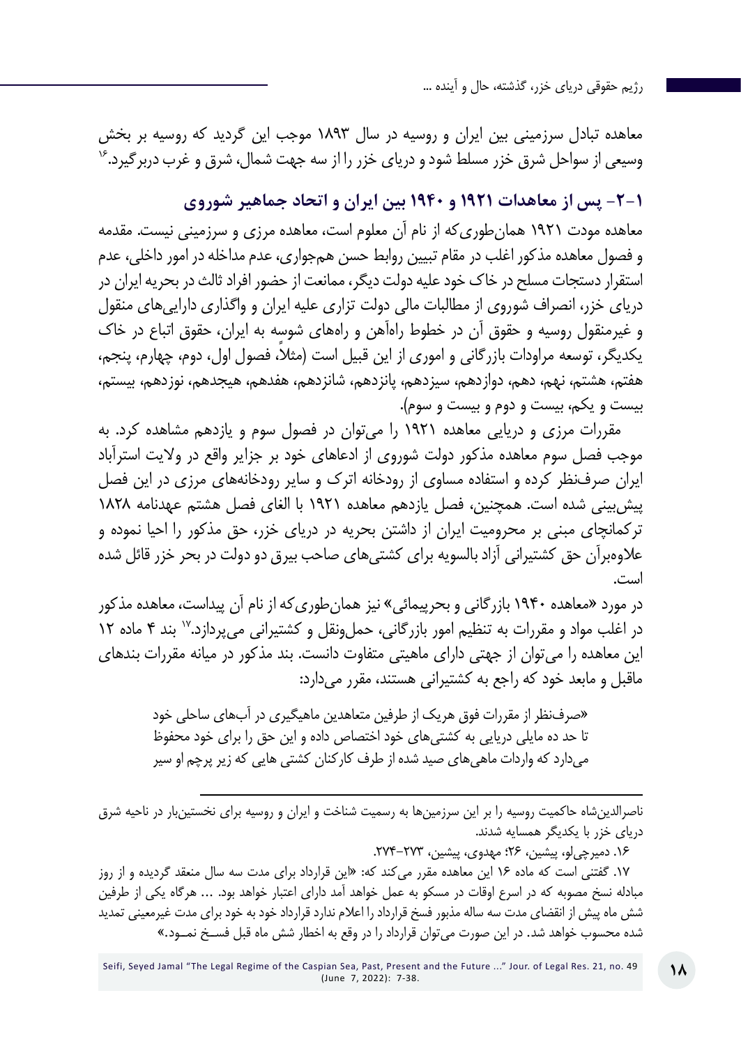معاهده تبادل سرزمینی بین ایران و روسیه در سال ۱۸۹۳ موجب این گردید که روسیه بر بخش وسیعی از سواحل شرق خزر مسلط شود و دریای خزر را از سه جهت شمال، شرق و غرب دربرگیرد.[۱۶]

## ۲-۱- پس از معاهدات ۱۹۲۱ و ۱۹۴۰ بین ایران و اتحاد جماهیر شوروی

معاهده مودت ۱۹۲۱ همان‌طوری‌که از نام آن معلوم است، معاهده مرزی و سرزمینی نیست. مقدمه و فصول معاهده مذکور اغلب در مقام تبیین روابط حسن همجواری، عدم مداخله در امور داخلی، عدم استقرار دستجات مسلح در خاک خود علیه دولت دیگر، ممانعت از حضور افراد ثالث در بحریه ایران در دریای خزر، انصراف شوروی از مطالبات مالی دولت تزاری علیه ایران و واگذاری دارایی‌های منقول و غیرمنقول روسیه و حقوق آن در خطوط راه‌آهن و راه‌های شوسه به ایران، حقوق اتباع در خاک یکدیگر، توسعه مراودات بازرگانی و اموری از این قبیل است (مثلاً، فصول اول، دوم، چهارم، پنجم، هفتم، هشتم، نهم، دهم، دوازدهم، سیزدهم، پانزدهم، شانزدهم، هفدهم، هیجدهم، نوزدهم، بیستم، بیست و یکم، بیست و دوم و بیست و سوم).

مقررات مرزی و دریایی معاهده ۱۹۲۱ را می‌توان در فصول سوم و یازدهم مشاهده کرد. به موجب فصل سوم معاهده مذکور دولت شوروی از ادعاهای خود بر جزایر واقع در ولایت استرآباد ایران صرف‌نظر کرده و استفاده مساوی از رودخانه اترک و سایر رودخانه‌های مرزی در این فصل پیش‌بینی شده است. همچنین، فصل یازدهم معاهده ۱۹۲۱ با الغای فصل هشتم عهدنامه ۱۸۲۸ ترکمانچای مبنی بر محرومیت ایران از داشتن بحریه در دریای خزر، حق مذکور را احیا نموده و علاوه‌برآن حق کشتیرانی آزاد بالسویه برای کشتی‌های صاحب بیرق دو دولت در بحر خزر قائل شده است.

در مورد «معاهده ۱۹۴۰ بازرگانی و بحرپیمائی» نیز همان‌طوری‌که از نام آن پیداست، معاهده مذکور در اغلب مواد و مقررات به تنظیم امور بازرگانی، حمل‌ونقل و کشتیرانی می‌پردازد.[۱۷] بند ۴ ماده ۱۲ این معاهده را می‌توان از جهتی دارای ماهیتی متفاوت دانست. بند مذکور در میانه مقررات بندهای ماقبل و مابعد خود که راجع به کشتیرانی هستند، مقرر می‌دارد:

> «صرف‌نظر از مقررات فوق هریک از طرفین متعاهدین ماهیگیری در آب‌های ساحلی خود تا حد ده مایلی دریایی به کشتی‌های خود اختصاص داده و این حق را برای خود محفوظ می‌دارد که واردات ماهی‌های صید شده از طرف کارکنان کشتی هایی که زیر پرچم او سیر

---

ناصرالدین‌شاه حاکمیت روسیه را بر این سرزمین‌ها به رسمیت شناخت و ایران و روسیه برای نخستین‌بار در ناحیه شرق دریای خزر با یکدیگر همسایه شدند.

۱۶. دمیرچی‌لو، پیشین، ۲۶؛ مهدوی، پیشین، ۲۷۳-۲۷۴.

۱۷. گفتنی است که ماده ۱۶ این معاهده مقرر می‌کند که: «این قرارداد برای مدت سه سال منعقد گردیده و از روز مبادله نسخ مصوبه که در اسرع اوقات در مسکو به عمل خواهد آمد دارای اعتبار خواهد بود. ... هرگاه یکی از طرفین شش ماه پیش از انقضای مدت سه ساله مذبور فسخ قرارداد را اعلام ندارد قرارداد خود به خود برای مدت غیرمعینی تمدید شده محسوب خواهد شد. در این صورت می‌توان قرارداد را در وقع به اخطار شش ماه قبل فسخ نمود.»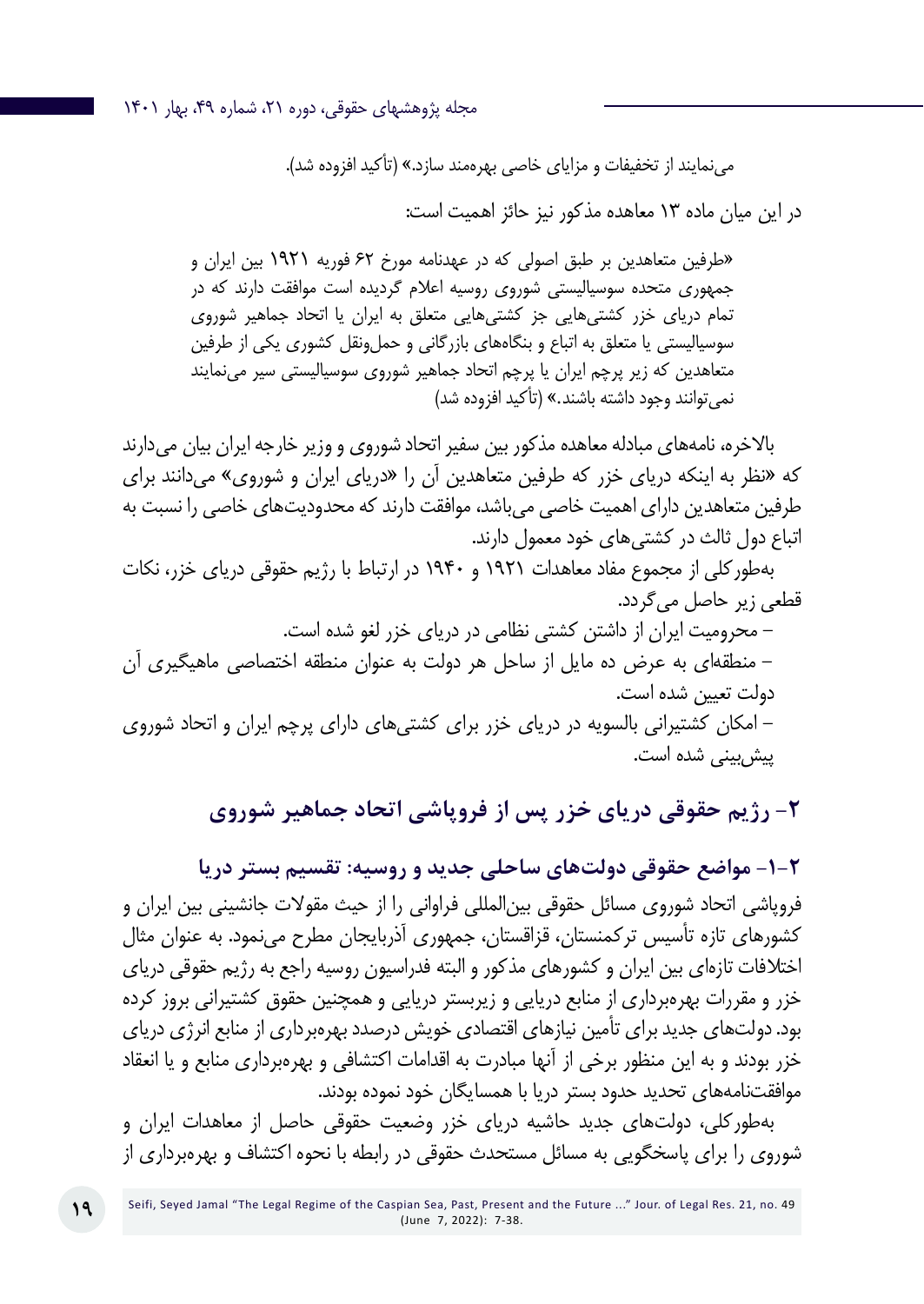می‌نمایند از تخفیفات و مزایای خاصی بهره‌مند سازد.» (تأکید افزوده شد).

در این میان ماده ۱۳ معاهده مذکور نیز حائز اهمیت است:

> «طرفین متعاهدین بر طبق اصولی که در عهدنامه مورخ ۶۲ فوریه ۱۹۲۱ بین ایران و جمهوری متحده سوسیالیستی شوروی روسیه اعلام گردیده است موافقت دارند که در تمام دریای خزر کشتی‌هایی جز کشتی‌هایی متعلق به ایران یا اتحاد جماهیر شوروی سوسیالیستی یا متعلق به اتباع و بنگاه‌های بازرگانی و حمل‌ونقل کشوری یکی از طرفین متعاهدین که زیر پرچم ایران یا پرچم اتحاد جماهیر شوروی سوسیالیستی سیر می‌نمایند نمی‌توانند وجود داشته باشند.» (تأکید افزوده شد)

بالاخره، نامه‌های مبادله معاهده مذکور بین سفیر اتحاد شوروی و وزیر خارجه ایران بیان می‌دارند که «نظر به اینکه دریای خزر که طرفین متعاهدین آن را «دریای ایران و شوروی» می‌دانند برای طرفین متعاهدین دارای اهمیت خاصی می‌باشد، موافقت دارند که محدودیت‌های خاصی را نسبت به اتباع دول ثالث در کشتی‌های خود معمول دارند.

به‌طورکلی از مجموع مفاد معاهدات ۱۹۲۱ و ۱۹۴۰ در ارتباط با رژیم حقوقی دریای خزر، نکات قطعی زیر حاصل می‌گردد.

– محرومیت ایران از داشتن کشتی نظامی در دریای خزر لغو شده است.
– منطقه‌ای به عرض ده مایل از ساحل هر دولت به عنوان منطقه اختصاصی ماهیگیری آن دولت تعیین شده است.
– امکان کشتیرانی بالسویه در دریای خزر برای کشتی‌های دارای پرچم ایران و اتحاد شوروی پیش‌بینی شده است.

## ۲- رژیم حقوقی دریای خزر پس از فروپاشی اتحاد جماهیر شوروی

### ۲-۱- مواضع حقوقی دولت‌های ساحلی جدید و روسیه: تقسیم بستر دریا

فروپاشی اتحاد شوروی مسائل حقوقی بین‌المللی فراوانی را از حیث مقولات جانشینی بین ایران و کشورهای تازه تأسیس ترکمنستان، قزاقستان، جمهوری آذربایجان مطرح می‌نمود. به عنوان مثال اختلافات تازه‌ای بین ایران و کشورهای مذکور و البته فدراسیون روسیه راجع به رژیم حقوقی دریای خزر و مقررات بهره‌برداری از منابع دریایی و زیربستر دریایی و همچنین حقوق کشتیرانی بروز کرده بود. دولت‌های جدید برای تأمین نیازهای اقتصادی خویش درصدد بهره‌برداری از منابع انرژی دریای خزر بودند و به این منظور برخی از آنها مبادرت به اقدامات اکتشافی و بهره‌برداری منابع و یا انعقاد موافقت‌نامه‌های تحدید حدود بستر دریا با همسایگان خود نموده بودند.

به‌طورکلی، دولت‌های جدید حاشیه دریای خزر وضعیت حقوقی حاصل از معاهدات ایران و شوروی را برای پاسخگویی به مسائل مستحدث حقوقی در رابطه با نحوه اکتشاف و بهره‌برداری از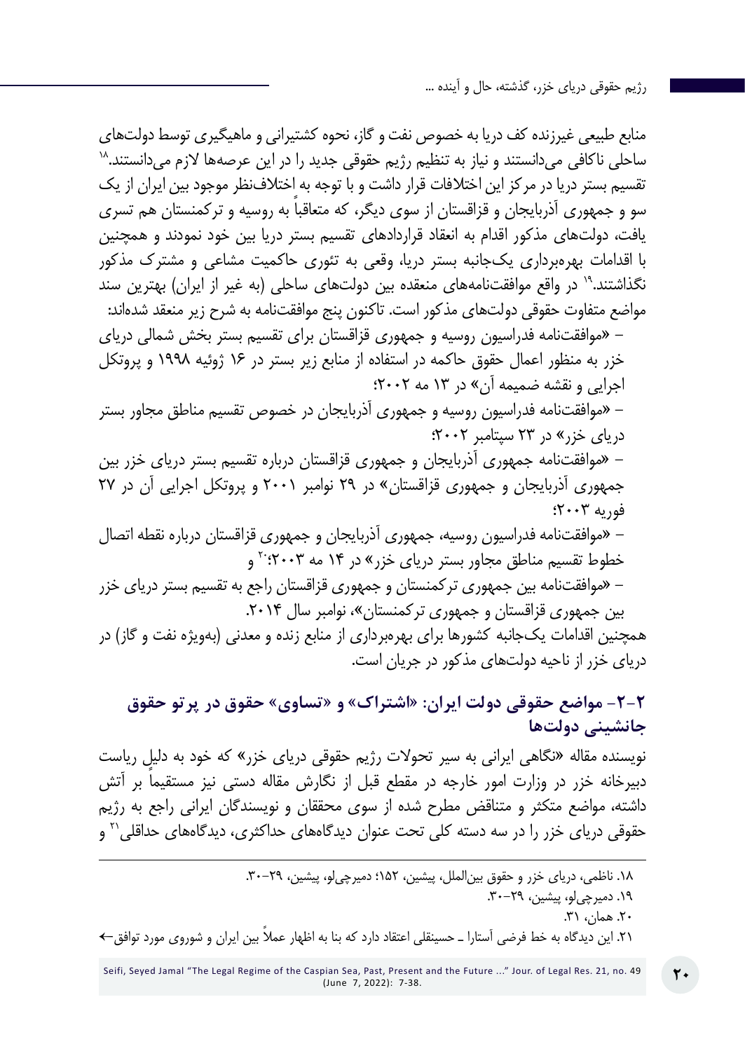منابع طبیعی غیرزنده کف دریا به خصوص نفت و گاز، نحوه کشتیرانی و ماهیگیری توسط دولت‌های ساحلی ناکافی می‌دانستند و نیاز به تنظیم رژیم حقوقی جدید را در این عرصه‌ها لازم می‌دانستند.[۱۸] تقسیم بستر دریا در مرکز این اختلافات قرار داشت و با توجه به اختلاف‌نظر موجود بین ایران از یک سو و جمهوری آذربایجان و قزاقستان از سوی دیگر، که متعاقباً به روسیه و ترکمنستان هم تسری یافت، دولت‌های مذکور اقدام به انعقاد قراردادهای تقسیم بستر دریا بین خود نمودند و همچنین با اقدامات بهره‌برداری یک‌جانبه بستر دریا، وقعی به تئوری حاکمیت مشاعی و مشترک مذکور نگذاشتند.[۱۹] در واقع موافقت‌نامه‌های منعقده بین دولت‌های ساحلی (به غیر از ایران) بهترین سند مواضع متفاوت حقوقی دولت‌های مذکور است. تاکنون پنج موافقت‌نامه به شرح زیر منعقد شده‌اند:

– «موافقت‌نامه فدراسیون روسیه و جمهوری قزاقستان برای تقسیم بستر بخش شمالی دریای خزر به منظور اعمال حقوق حاکمه در استفاده از منابع زیر بستر در ۱۶ ژوئیه ۱۹۹۸ و پروتکل اجرایی و نقشه ضمیمه آن» در ۱۳ مه ۲۰۰۲؛

– «موافقت‌نامه فدراسیون روسیه و جمهوری آذربایجان در خصوص تقسیم مناطق مجاور بستر دریای خزر» در ۲۳ سپتامبر ۲۰۰۲؛

– «موافقت‌نامه جمهوری آذربایجان و جمهوری قزاقستان درباره تقسیم بستر دریای خزر بین جمهوری آذربایجان و جمهوری قزاقستان» در ۲۹ نوامبر ۲۰۰۱ و پروتکل اجرایی آن در ۲۷ فوریه ۲۰۰۳؛

– «موافقت‌نامه فدراسیون روسیه، جمهوری آذربایجان و جمهوری قزاقستان درباره نقطه اتصال خطوط تقسیم مناطق مجاور بستر دریای خزر» در ۱۴ مه ۲۰۰۳؛[۲۰] و

– «موافقت‌نامه بین جمهوری ترکمنستان و جمهوری قزاقستان راجع به تقسیم بستر دریای خزر بین جمهوری قزاقستان و جمهوری ترکمنستان»، نوامبر سال ۲۰۱۴.

همچنین اقدامات یک‌جانبه کشورها برای بهره‌برداری از منابع زنده و معدنی (به‌ویژه نفت و گاز) در دریای خزر از ناحیه دولت‌های مذکور در جریان است.

## ۲-۲- مواضع حقوقی دولت ایران: «اشتراک» و «تساوی» حقوق در پرتو حقوق جانشینی دولت‌ها

نویسنده مقاله «نگاهی ایرانی به سیر تحولات رژیم حقوقی دریای خزر» که خود به دلیل ریاست دبیرخانه خزر در وزارت امور خارجه در مقطع قبل از نگارش مقاله دستی نیز مستقیماً بر آتش داشته، مواضع متکثر و متناقض مطرح شده از سوی محققان و نویسندگان ایرانی راجع به رژیم حقوقی دریای خزر را در سه دسته کلی تحت عنوان دیدگاه‌های حداکثری، دیدگاه‌های حداقلی[۲۱] و

---

۱۸. ناظمی، دریای خزر و حقوق بین‌الملل، پیشین، ۱۵۲؛ دمیرچی‌لو، پیشین، ۲۹–۳۰.

۱۹. دمیرچی‌لو، پیشین، ۲۹–۳۰.

۲۰. همان، ۳۱.

۲۱. این دیدگاه به خط فرضی آستارا ـ حسینقلی اعتقاد دارد که بنا به اظهار عملاً بین ایران و شوروی مورد توافق←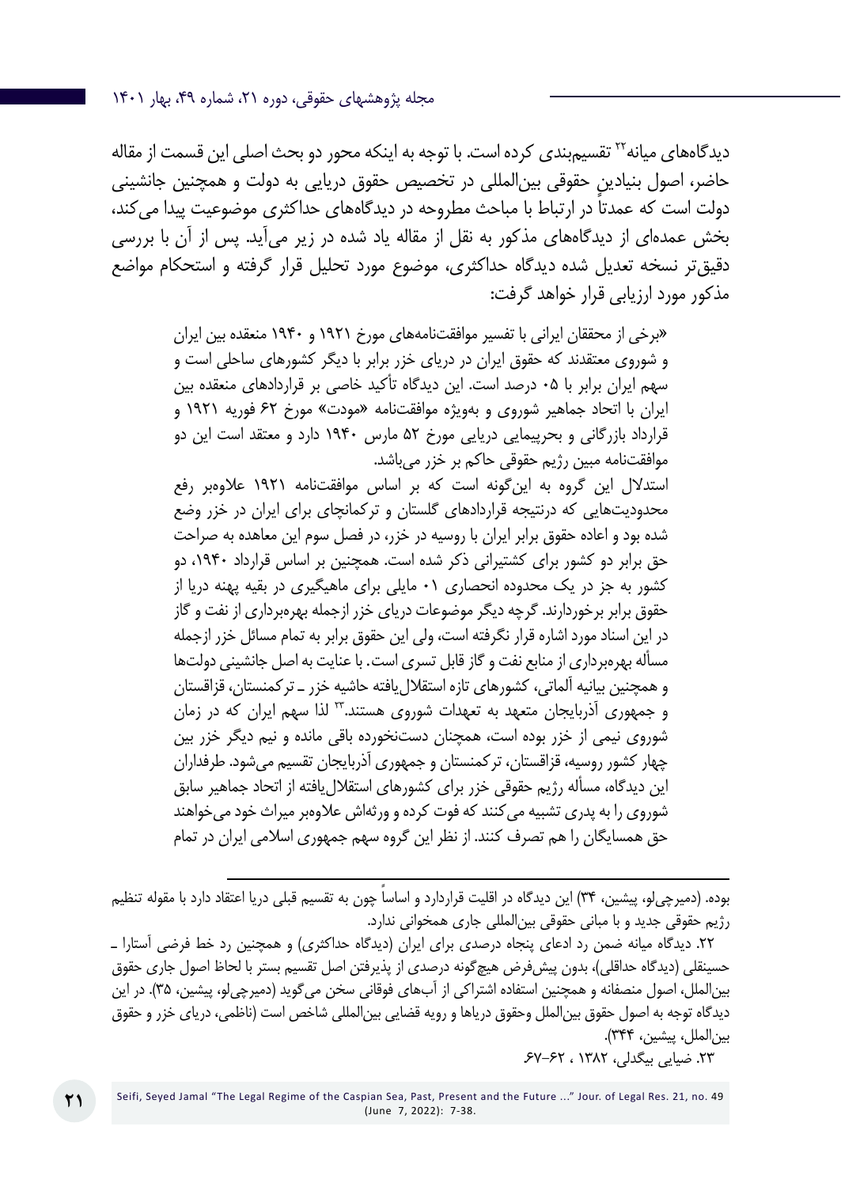دیدگاه‌های میانه[۲۲] تقسیم‌بندی کرده است. با توجه به اینکه محور دو بحث اصلی این قسمت از مقاله حاضر، اصول بنیادین حقوقی بین‌المللی در تخصیص حقوق دریایی به دولت و همچنین جانشینی دولت است که عمدتاً در ارتباط با مباحث مطروحه در دیدگاه‌های حداکثری موضوعیت پیدا می‌کند، بخش عمده‌ای از دیدگاه‌های مذکور به نقل از مقاله یاد شده در زیر می‌آید. پس از آن با بررسی دقیق‌تر نسخه تعدیل شده دیدگاه حداکثری، موضوع مورد تحلیل قرار گرفته و استحکام مواضع مذکور مورد ارزیابی قرار خواهد گرفت:

> «برخی از محققان ایرانی با تفسیر موافقت‌نامه‌های مورخ ۱۹۲۱ و ۱۹۴۰ منعقده بین ایران و شوروی معتقدند که حقوق ایران در دریای خزر برابر با دیگر کشورهای ساحلی است و سهم ایران برابر با ۵۰ درصد است. این دیدگاه تأکید خاصی بر قراردادهای منعقده بین ایران با اتحاد جماهیر شوروی و به‌ویژه موافقت‌نامه «مودت» مورخ ۲۶ فوریه ۱۹۲۱ و قرارداد بازرگانی و بحرپیمایی دریایی مورخ ۲۵ مارس ۱۹۴۰ دارد و معتقد است این دو موافقت‌نامه مبین رژیم حقوقی حاکم بر خزر می‌باشد.
>
> استدلال این گروه به این‌گونه است که بر اساس موافقت‌نامه ۱۹۲۱ علاوه‌بر رفع محدودیت‌هایی که درنتیجه قراردادهای گلستان و ترکمانچای برای ایران در خزر وضع شده بود و اعاده حقوق برابر ایران با روسیه در خزر، در فصل سوم این معاهده به صراحت حق برابر دو کشور برای کشتیرانی ذکر شده است. همچنین بر اساس قرارداد ۱۹۴۰، دو کشور به جز در یک محدوده انحصاری ۱۰ مایلی برای ماهیگیری در بقیه پهنه دریا از حقوق برابر برخوردارند. گرچه دیگر موضوعات دریای خزر ازجمله بهره‌برداری از نفت و گاز در این اسناد مورد اشاره قرار نگرفته است، ولی این حقوق برابر به تمام مسائل خزر ازجمله مسأله بهره‌برداری از منابع نفت و گاز قابل تسری است. با عنایت به اصل جانشینی دولت‌ها و همچنین بیانیه آلماتی، کشورهای تازه استقلال‌یافته حاشیه خزر ـ ترکمنستان، قزاقستان و جمهوری آذربایجان متعهد به تعهدات شوروی هستند.[۲۳] لذا سهم ایران که در زمان شوروی نیمی از خزر بوده است، همچنان دست‌نخورده باقی مانده و نیم دیگر خزر بین چهار کشور روسیه، قزاقستان، ترکمنستان و جمهوری آذربایجان تقسیم می‌شود. طرفداران این دیدگاه، مسأله رژیم حقوقی خزر برای کشورهای استقلال‌یافته از اتحاد جماهیر سابق شوروی را به پدری تشبیه می‌کنند که فوت کرده و ورثه‌اش علاوه‌بر میراث خود می‌خواهند حق همسایگان را هم تصرف کنند. از نظر این گروه سهم جمهوری اسلامی ایران در تمام

---

بوده. (دمیرچی‌لو، پیشین، ۳۴) این دیدگاه در اقلیت قراردارد و اساساً چون به تقسیم قبلی دریا اعتقاد دارد با مقوله تنظیم رژیم حقوقی جدید و با مبانی حقوق بین‌المللی جاری همخوانی ندارد.

۲۲. دیدگاه میانه ضمن رد ادعای پنجاه درصدی برای ایران (دیدگاه حداکثری) و همچنین رد خط فرضی آستارا ـ حسینقلی (دیدگاه حداقلی)، بدون پیش‌فرض هیچ‌گونه درصدی از پذیرفتن اصل تقسیم بستر با لحاظ اصول جاری حقوق بین‌الملل، اصول منصفانه و همچنین استفاده اشتراکی از آب‌های فوقانی سخن می‌گوید (دمیرچی‌لو، پیشین، ۳۵). در این دیدگاه توجه به اصول حقوق بین‌الملل وحقوق دریاها و رویه قضایی بین‌المللی شاخص است (ناظمی، دریای خزر و حقوق بین‌الملل، پیشین، ۳۴۴).

۲۳. ضیایی بیگدلی، ۱۳۸۲ ، ۶۲-۶۷.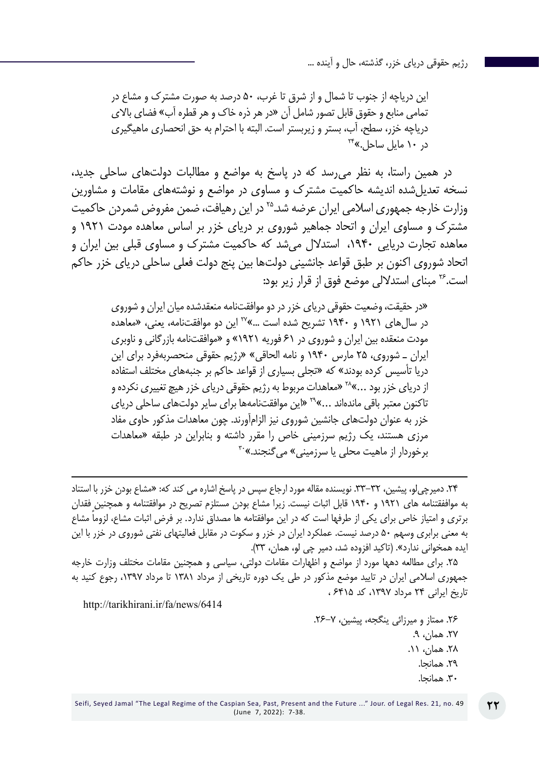این دریاچه از جنوب تا شمال و از شرق تا غرب، ۵۰ درصد به صورت مشترک و مشاع در تمامی منابع و حقوق قابل تصور شامل آن «در هر ذره خاک و هر قطره آب» فضای بالای دریاچه خزر، سطح، آب، بستر و زیربستر است. البته با احترام به حق انحصاری ماهیگیری در ۱۰ مایل ساحل.»[۲۴]

در همین راستا، به نظر می‌رسد که در پاسخ به مواضع و مطالبات دولت‌های ساحلی جدید، نسخه تعدیل‌شده اندیشه حاکمیت مشترک و مساوی در مواضع و نوشته‌های مقامات و مشاورین وزارت خارجه جمهوری اسلامی ایران عرضه شد.[۲۵] در این رهیافت، ضمن مفروض شمردن حاکمیت مشترک و مساوی ایران و اتحاد جماهیر شوروی بر دریای خزر بر اساس معاهده مودت ۱۹۲۱ و معاهده تجارت دریایی ۱۹۴۰، استدلال می‌شد که حاکمیت مشترک و مساوی قبلی بین ایران و اتحاد شوروی اکنون بر طبق قواعد جانشینی دولت‌ها بین پنج دولت فعلی ساحلی دریای خزر حاکم است.[۲۶] مبنای استدلالی موضع فوق از قرار زیر بود:

«در حقیقت، وضعیت حقوقی دریای خزر در دو موافقت‌نامه منعقدشده میان ایران و شوروی در سال‌های ۱۹۲۱ و ۱۹۴۰ تشریح شده است ...»[۲۷] این دو موافقت‌نامه، یعنی، «معاهده مودت منعقده بین ایران و شوروی در ۶۱ فوریه ۱۹۲۱» و «موافقت‌نامه بازرگانی و ناوبری ایران ـ شوروی، ۲۵ مارس ۱۹۴۰ و نامه الحاقی» «رژیم حقوقی منحصربه‌فرد برای این دریا تأسیس کرده بودند» که «تجلی بسیاری از قواعد حاکم بر جنبه‌های مختلف استفاده از دریای خزر بود ...»[۲۸] «معاهدات مربوط به رژیم حقوقی دریای خزر هیچ تغییری نکرده و تاکنون معتبر باقی مانده‌اند ...»[۲۹] «این موافقت‌نامه‌ها برای سایر دولت‌های ساحلی دریای خزر به عنوان دولت‌های جانشین شوروی نیز الزام‌آورند. چون معاهدات مذکور حاوی مفاد مرزی هستند، یک رژیم سرزمینی خاص را مقرر داشته و بنابراین در طبقه «معاهدات برخوردار از ماهیت محلی یا سرزمینی» می‌گنجند.»[۳۰]

---

۲۴. دمیرچی‌لو، پیشین، ۳۲-۳۳. نویسنده مقاله مورد ارجاع سپس در پاسخ اشاره می کند که: «مشاع بودن خزر با استناد به موافقتنامه های ۱۹۲۱ و ۱۹۴۰ قابل اثبات نیست. زیرا مشاع بودن مستلزم تصریح در موافقتنامه و همچنین فقدان برتری و امتیاز خاص برای یکی از طرفها است که در این موافقتامه ها مصداق ندارد. بر فرض اثبات مشاع، لزوماً مشاع به معنی برابری وسهم ۵۰ درصد نیست. عملکرد ایران در خزر و سکوت در مقابل فعالیتهای نفتی شوروی در خزر با این ایده همخوانی ندارد». (تاکید افزوده شد، دمیر چی لو، همان، ۳۳).

۲۵. برای مطالعه دهها مورد از مواضع و اظهارات مقامات دولتی، سیاسی و همچنین مقامات مختلف وزارت خارجه جمهوری اسلامی ایران در تایید موضع مذکور در طی یک دوره تاریخی از مرداد ۱۳۸۱ تا مرداد ۱۳۹۷، رجوع کنید به تاریخ ایرانی ۲۴ مرداد ۱۳۹۷، کد ۶۴۱۵ ،

http://tarikhirani.ir/fa/news/6414

۲۶. ممتاز و میرزائی ینگجه، پیشین، ۷-۲۶.

۲۷. همان، ۹.

۲۸. همان، ۱۱.

۲۹. همانجا.

۳۰. همانجا.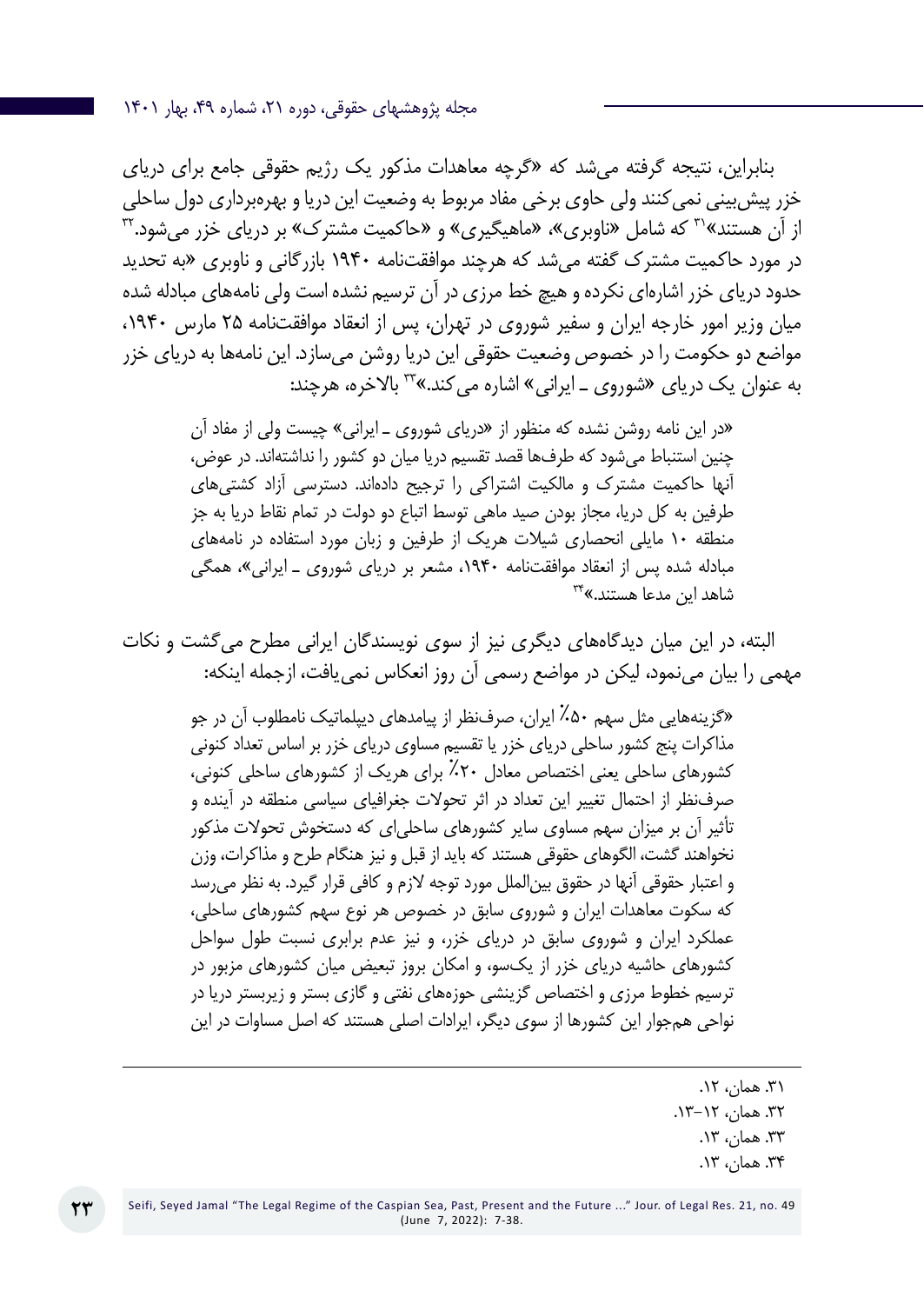بنابراین، نتیجه گرفته می‌شد که «گرچه معاهدات مذکور یک رژیم حقوقی جامع برای دریای خزر پیش‌بینی نمی‌کنند ولی حاوی برخی مفاد مربوط به وضعیت این دریا و بهره‌برداری دول ساحلی از آن هستند»[31] که شامل «ناوبری»، «ماهیگیری» و «حاکمیت مشترک» بر دریای خزر می‌شود.[32] در مورد حاکمیت مشترک گفته می‌شد که هرچند موافقتنامه ۱۹۴۰ بازرگانی و ناوبری «به تحدید حدود دریای خزر اشاره‌ای نکرده و هیچ خط مرزی در آن ترسیم نشده است ولی نامه‌های مبادله شده میان وزیر امور خارجه ایران و سفیر شوروی در تهران، پس از انعقاد موافقتنامه ۲۵ مارس ۱۹۴۰، مواضع دو حکومت را در خصوص وضعیت حقوقی این دریا روشن می‌سازد. این نامه‌ها به دریای خزر به عنوان یک دریای «شوروی ـ ایرانی» اشاره می‌کند.»[33] بالاخره، هرچند:

> «در این نامه روشن نشده که منظور از «دریای شوروی ـ ایرانی» چیست ولی از مفاد آن چنین استنباط می‌شود که طرف‌ها قصد تقسیم دریا میان دو کشور را نداشته‌اند. در عوض، آنها حاکمیت مشترک و مالکیت اشتراکی را ترجیح داده‌اند. دسترسی آزاد کشتی‌های طرفین به کل دریا، مجاز بودن صید ماهی توسط اتباع دو دولت در تمام نقاط دریا به جز منطقه ۱۰ مایلی انحصاری شیلات هریک از طرفین و زبان مورد استفاده در نامه‌های مبادله شده پس از انعقاد موافقتنامه ۱۹۴۰، مشعر بر دریای شوروی ـ ایرانی»، همگی شاهد این مدعا هستند.»[34]

البته، در این میان دیدگاه‌های دیگری نیز از سوی نویسندگان ایرانی مطرح می‌گشت و نکات مهمی را بیان می‌نمود، لیکن در مواضع رسمی آن روز انعکاس نمی‌یافت، ازجمله اینکه:

> «گزینه‌هایی مثل سهم ۵۰٪ ایران، صرف‌نظر از پیامدهای دیپلماتیک نامطلوب آن در جو مذاکرات پنج کشور ساحلی دریای خزر یا تقسیم مساوی دریای خزر بر اساس تعداد کنونی کشورهای ساحلی یعنی اختصاص معادل ۲۰٪ برای هریک از کشورهای ساحلی کنونی، صرف‌نظر از احتمال تغییر این تعداد در اثر تحولات جغرافیای سیاسی منطقه در آینده و تأثیر آن بر میزان سهم مساوی سایر کشورهای ساحلی‌ای که دستخوش تحولات مذکور نخواهند گشت، الگوهای حقوقی هستند که باید از قبل و نیز هنگام طرح و مذاکرات، وزن و اعتبار حقوقی آنها در حقوق بین‌الملل مورد توجه لازم و کافی قرار گیرد. به نظر می‌رسد که سکوت معاهدات ایران و شوروی سابق در خصوص هر نوع سهم کشورهای ساحلی، عملکرد ایران و شوروی سابق در دریای خزر، و نیز عدم برابری نسبت طول سواحل کشورهای حاشیه دریای خزر از یک‌سو، و امکان بروز تبعیض میان کشورهای مزبور در ترسیم خطوط مرزی و اختصاص گزینشی حوزه‌های نفتی و گازی بستر و زیربستر دریا در نواحی هم‌جوار این کشورها از سوی دیگر، ایرادات اصلی هستند که اصل مساوات در این

---

۳۱. همان، ۱۲.

۳۲. همان، ۱۲–۱۳.

۳۳. همان، ۱۳.

۳۴. همان، ۱۳.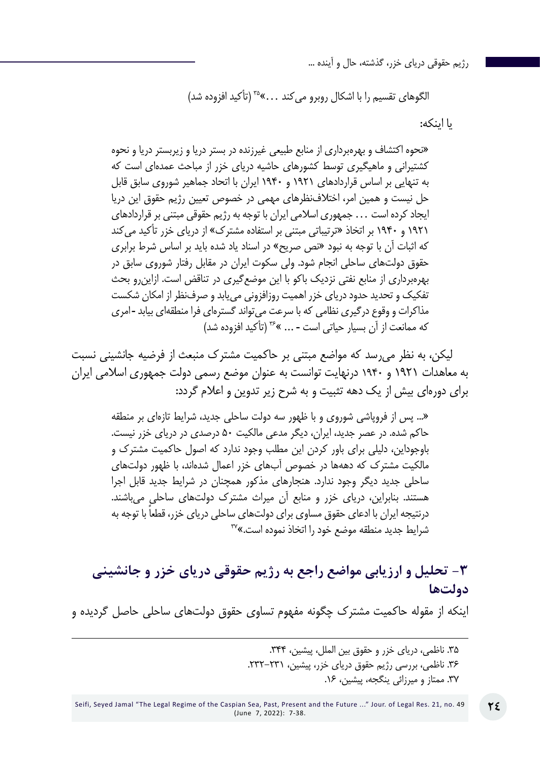الگوهای تقسیم را با اشکال روبرو می‌کند ...»[35] (تأکید افزوده شد)

یا اینکه:

> «نحوه اکتشاف و بهره‌برداری از منابع طبیعی غیرزنده در بستر دریا و زیربستر دریا و نحوه کشتیرانی و ماهیگیری توسط کشورهای حاشیه دریای خزر از مباحث عمده‌ای است که به تنهایی بر اساس قراردادهای ۱۹۲۱ و ۱۹۴۰ ایران با اتحاد جماهیر شوروی سابق قابل حل نیست و همین امر، اختلاف‌نظرهای مهمی در خصوص تعیین رژیم حقوق این دریا ایجاد کرده است ... جمهوری اسلامی ایران با توجه به رژیم حقوقی مبتنی بر قراردادهای ۱۹۲۱ و ۱۹۴۰ بر اتخاذ «ترتیباتی مبتنی بر استفاده مشترک» از دریای خزر تأکید می‌کند که اثبات آن با توجه به نبود «نص صریح» در اسناد یاد شده باید بر اساس شرط برابری حقوق دولت‌های ساحلی انجام شود. ولی سکوت ایران در مقابل رفتار شوروی سابق در بهره‌برداری از منابع نفتی نزدیک باکو با این موضع‌گیری در تناقض است. ازاین‌رو بحث تفکیک و تحدید حدود دریای خزر اهمیت روزافزونی می‌یابد و صرف‌نظر از امکان شکست مذاکرات و وقوع درگیری نظامی که با سرعت می‌تواند گستره‌ای فرا منطقه‌ای بیابد -امری که ممانعت از آن بسیار حیاتی است - ... »[36] (تأکید افزوده شد)

لیکن، به نظر می‌رسد که مواضع مبتنی بر حاکمیت مشترک منبعث از فرضیه جانشینی نسبت به معاهدات ۱۹۲۱ و ۱۹۴۰ درنهایت توانست به عنوان موضع رسمی دولت جمهوری اسلامی ایران برای دوره‌ای بیش از یک دهه تثبیت و به شرح زیر تدوین و اعلام گردد:

> «... پس از فروپاشی شوروی و با ظهور سه دولت ساحلی جدید، شرایط تازه‌ای بر منطقه حاکم شده. در عصر جدید، ایران، دیگر مدعی مالکیت ۵۰ درصدی در دریای خزر نیست. باوجوداین، دلیلی برای باور کردن این مطلب وجود ندارد که اصول حاکمیت مشترک و مالکیت مشترک که دهه‌ها در خصوص آب‌های خزر اعمال شده‌اند، با ظهور دولت‌های ساحلی جدید دیگر وجود ندارد. هنجارهای مذکور همچنان در شرایط جدید قابل اجرا هستند. بنابراین، دریای خزر و منابع آن میراث مشترک دولت‌های ساحلی می‌باشند. درنتیجه ایران با ادعای حقوق مساوی برای دولت‌های ساحلی دریای خزر، قطعاً با توجه به شرایط جدید منطقه موضع خود را اتخاذ نموده است.»[37]

## ۳- تحلیل و ارزیابی مواضع راجع به رژیم حقوقی دریای خزر و جانشینی دولت‌ها

اینکه از مقوله حاکمیت مشترک چگونه مفهوم تساوی حقوق دولت‌های ساحلی حاصل گردیده و

---

۳۵. ناظمی، دریای خزر و حقوق بین الملل، پیشین، ۳۴۴.

۳۶. ناظمی، بررسی رژیم حقوق دریای خزر، پیشین، ۲۳۱-۲۳۲.

۳۷. ممتاز و میرزائی ینگجه، پیشین، ۱۶.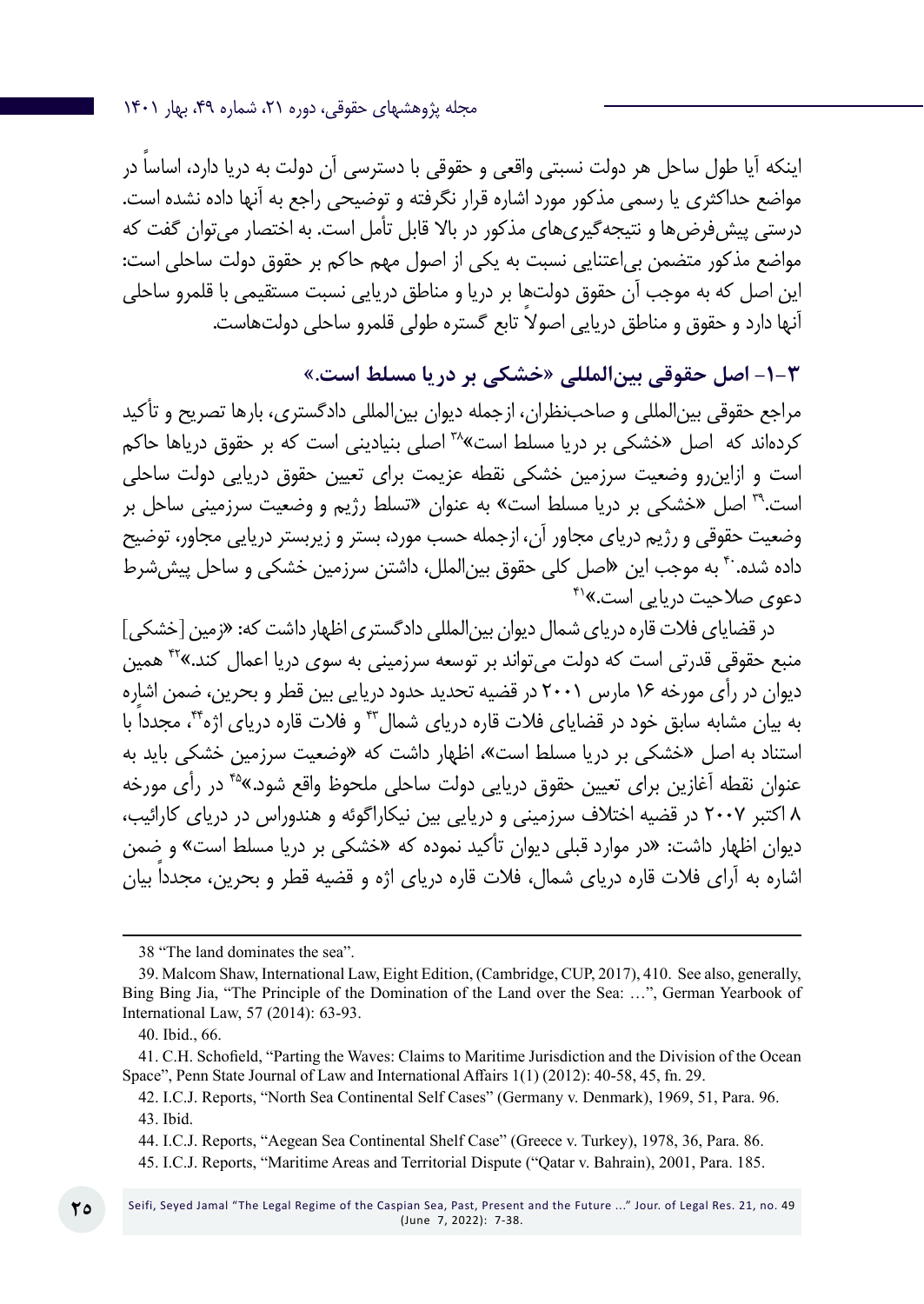اینکه آیا طول ساحل هر دولت نسبتی واقعی و حقوقی با دسترسی آن دولت به دریا دارد، اساساً در مواضع حداکثری یا رسمی مذکور مورد اشاره قرار نگرفته و توضیحی راجع به آنها داده نشده است. درستی پیش‌فرض‌ها و نتیجه‌گیری‌های مذکور در بالا قابل تأمل است. به اختصار می‌توان گفت که مواضع مذکور متضمن بی‌اعتنایی نسبت به یکی از اصول مهم حاکم بر حقوق دولت ساحلی است: این اصل که به موجب آن حقوق دولت‌ها بر دریا و مناطق دریایی نسبت مستقیمی با قلمرو ساحلی آنها دارد و حقوق و مناطق دریایی اصولاً تابع گستره طولی قلمرو ساحلی دولت‌هاست.

### ۳-۱- اصل حقوقی بین‌المللی «خشکی بر دریا مسلط است.»

مراجع حقوقی بین‌المللی و صاحب‌نظران، ازجمله دیوان بین‌المللی دادگستری، بارها تصریح و تأکید کرده‌اند که اصل «خشکی بر دریا مسلط است»[38] اصلی بنیادینی است که بر حقوق دریاها حاکم است و ازاین‌رو وضعیت سرزمین خشکی نقطه عزیمت برای تعیین حقوق دریایی دولت ساحلی است.[39] اصل «خشکی بر دریا مسلط است» به عنوان «تسلط رژیم و وضعیت سرزمینی ساحل بر وضعیت حقوقی و رژیم دریای مجاور آن، ازجمله حسب مورد، بستر و زیربستر دریایی مجاور، توضیح داده شده.[40] به موجب این «اصل کلی حقوق بین‌الملل، داشتن سرزمین خشکی و ساحل پیش‌شرط دعوی صلاحیت دریایی است.»[41]

در قضایای فلات قاره دریای شمال دیوان بین‌المللی دادگستری اظهار داشت که: «زمین [خشکی] منبع حقوقی قدرتی است که دولت می‌تواند بر توسعه سرزمینی به سوی دریا اعمال کند.»[42] همین دیوان در رأی مورخه ۱۶ مارس ۲۰۰۱ در قضیه تحدید حدود دریایی بین قطر و بحرین، ضمن اشاره به بیان مشابه سابق خود در قضایای فلات قاره دریای شمال[43] و فلات قاره دریای اژه[44]، مجدداً با استناد به اصل «خشکی بر دریا مسلط است»، اظهار داشت که «وضعیت سرزمین خشکی باید به عنوان نقطه آغازین برای تعیین حقوق دریایی دولت ساحلی ملحوظ واقع شود.»[45] در رأی مورخه ۸ اکتبر ۲۰۰۷ در قضیه اختلاف سرزمینی و دریایی بین نیکاراگوئه و هندوراس در دریای کارائیب، دیوان اظهار داشت: «در موارد قبلی دیوان تأکید نموده که «خشکی بر دریا مسلط است» و ضمن اشاره به آرای فلات قاره دریای شمال، فلات قاره دریای اژه و قضیه قطر و بحرین، مجدداً بیان

---

38 "The land dominates the sea".

39. Malcom Shaw, International Law, Eight Edition, (Cambridge, CUP, 2017), 410. See also, generally, Bing Bing Jia, "The Principle of the Domination of the Land over the Sea: …", German Yearbook of International Law, 57 (2014): 63-93.

40. Ibid., 66.

41. C.H. Schofield, "Parting the Waves: Claims to Maritime Jurisdiction and the Division of the Ocean Space", Penn State Journal of Law and International Affairs 1(1) (2012): 40-58, 45, fn. 29.

42. I.C.J. Reports, "North Sea Continental Self Cases" (Germany v. Denmark), 1969, 51, Para. 96.

43. Ibid.

44. I.C.J. Reports, "Aegean Sea Continental Shelf Case" (Greece v. Turkey), 1978, 36, Para. 86.

45. I.C.J. Reports, "Maritime Areas and Territorial Dispute ("Qatar v. Bahrain), 2001, Para. 185.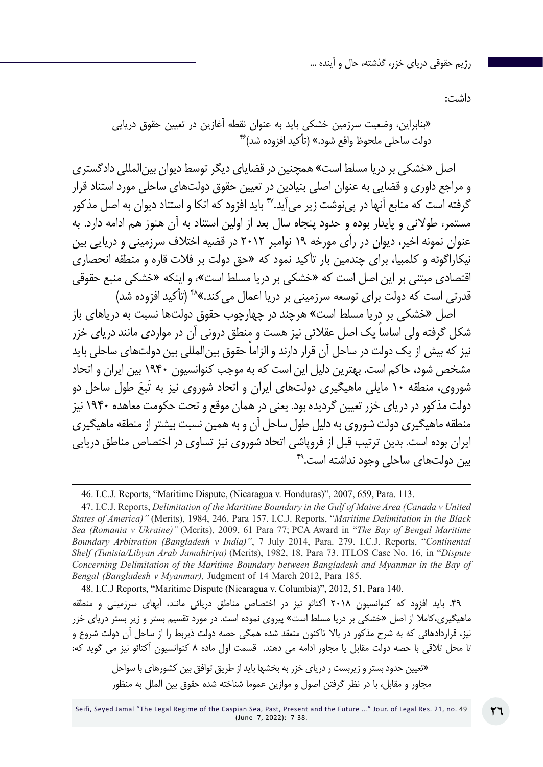داشت:

«بنابراین، وضعیت سرزمین خشکی باید به عنوان نقطه آغازین در تعیین حقوق دریایی دولت ساحلی ملحوظ واقع شود.» (تأکید افزوده شد)[۴۶]

اصل «خشکی بر دریا مسلط است» همچنین در قضایای دیگر توسط دیوان بین‌المللی دادگستری و مراجع داوری و قضایی به عنوان اصلی بنیادین در تعیین حقوق دولت‌های ساحلی مورد استناد قرار گرفته است که منابع آنها در پی‌نوشت زیر می‌آید.[۴۷] باید افزود که اتکا و استناد دیوان به اصل مذکور مستمر، طولانی و پایدار بوده و حدود پنجاه سال بعد از اولین استناد به آن هنوز هم ادامه دارد. به عنوان نمونه اخیر، دیوان در رأی مورخه ۱۹ نوامبر ۲۰۱۲ در قضیه اختلاف سرزمینی و دریایی بین نیکاراگوئه و کلمبیا، برای چندمین بار تأکید نمود که «حق دولت بر فلات قاره و منطقه انحصاری اقتصادی مبتنی بر این اصل است که «خشکی بر دریا مسلط است»، و اینکه «خشکی منبع حقوقی قدرتی است که دولت برای توسعه سرزمینی بر دریا اعمال می‌کند.»[۴۸] (تأکید افزوده شد)

اصل «خشکی بر دریا مسلط است» هرچند در چهارچوب حقوق دولت‌ها نسبت به دریاهای باز شکل گرفته ولی اساساً یک اصل عقلائی نیز هست و منطق درونی آن در مواردی مانند دریای خزر نیز که بیش از یک دولت در ساحل آن قرار دارند و الزاماً حقوق بین‌المللی بین دولت‌های ساحلی باید مشخص شود، حاکم است. بهترین دلیل این است که به موجب کنوانسیون ۱۹۴۰ بین ایران و اتحاد شوروی، منطقه ۱۰ مایلی ماهیگیری دولت‌های ایران و اتحاد شوروی نیز به تَبَعَ طول ساحل دو دولت مذکور در دریای خزر تعیین گردیده بود. یعنی در همان موقع و تحت حکومت معاهده ۱۹۴۰ نیز منطقه ماهیگیری دولت شوروی به دلیل طول ساحل آن و به همین نسبت بیشتر از منطقه ماهیگیری ایران بوده است. بدین ترتیب قبل از فروپاشی اتحاد شوروی نیز تساوی در اختصاص مناطق دریایی بین دولت‌های ساحلی وجود نداشته است.[۴۹]

---

46. I.C.J. Reports, "Maritime Dispute, (Nicaragua v. Honduras)", 2007, 659, Para. 113.

47. I.C.J. Reports, *Delimitation of the Maritime Boundary in the Gulf of Maine Area (Canada v United States of America)"* (Merits), 1984, 246, Para 157. I.C.J. Reports, "*Maritime Delimitation in the Black Sea (Romania v Ukraine)"* (Merits), 2009, 61 Para 77; PCA Award in "*The Bay of Bengal Maritime Boundary Arbitration (Bangladesh v India)"*, 7 July 2014, Para. 279. I.C.J. Reports, "*Continental Shelf (Tunisia/Libyan Arab Jamahiriya)* (Merits), 1982, 18, Para 73. ITLOS Case No. 16, in "*Dispute Concerning Delimitation of the Maritime Boundary between Bangladesh and Myanmar in the Bay of Bengal (Bangladesh v Myanmar),* Judgment of 14 March 2012, Para 185.

48. I.C.J Reports, "Maritime Dispute (Nicaragua v. Columbia)", 2012, 51, Para 140.

۴۹. باید افزود که کنوانسیون ۲۰۱۸ آکتائو نیز در اختصاص مناطق دریائی مانند، آبهای سرزمینی و منطقه ماهیگیری،کاملا از اصل «خشکی بر دریا مسلط است» پیروی نموده است. در مورد تقسیم بستر و زیر بستر دریای خزر نیز، قراردادهائی که به شرح مذکور در بالا تاکنون منعقد شده همگی حصه دولت ذیربط را از ساحل آن دولت شروع و تا محل تلاقی با حصه دولت مقابل یا مجاور ادامه می دهند. قسمت اول ماده ۸ کنوانسیون آکتائو نیز می گوید که:

«تعیین حدود بستر و زیربست ر دریای خزر به بخشها باید از طریق توافق بین کشورهای با سواحل مجاور و مقابل، با در نظر گرفتن اصول و موازین عموما شناخته شده حقوق بین الملل به منظور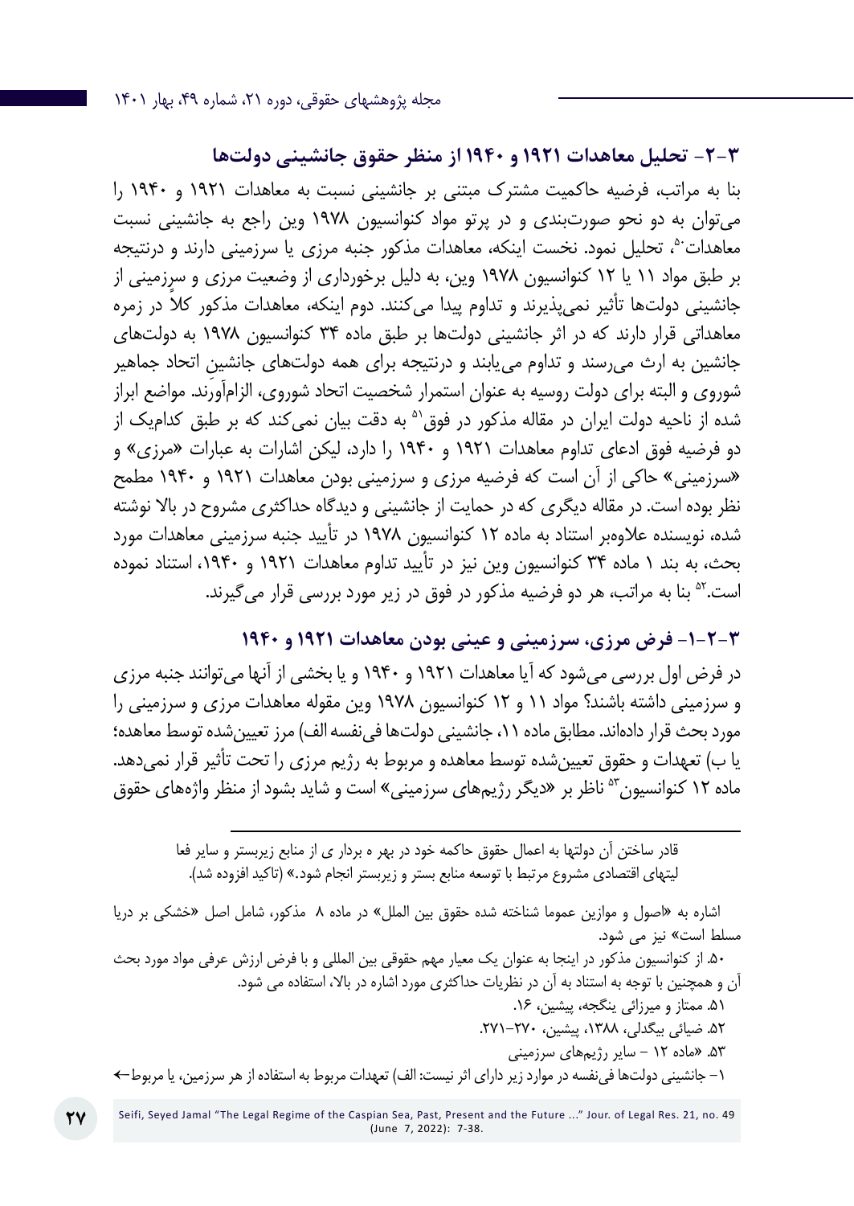### ۳-۲- تحلیل معاهدات ۱۹۲۱ و ۱۹۴۰ از منظر حقوق جانشینی دولت‌ها

بنا به مراتب، فرضیه حاکمیت مشترک مبتنی بر جانشینی نسبت به معاهدات ۱۹۲۱ و ۱۹۴۰ را می‌توان به دو نحو صورت‌بندی و در پرتو مواد کنوانسیون ۱۹۷۸ وین راجع به جانشینی نسبت معاهدات[۵۰]، تحلیل نمود. نخست اینکه، معاهدات مذکور جنبه مرزی یا سرزمینی دارند و درنتیجه بر طبق مواد ۱۱ یا ۱۲ کنوانسیون ۱۹۷۸ وین، به دلیل برخورداری از وضعیت مرزی و سرزمینی از جانشینی دولت‌ها تأثیر نمی‌پذیرند و تداوم پیدا می‌کنند. دوم اینکه، معاهدات مذکور کلاً در زمره معاهداتی قرار دارند که در اثر جانشینی دولت‌ها بر طبق ماده ۳۴ کنوانسیون ۱۹۷۸ به دولت‌های جانشین به ارث می‌رسند و تداوم می‌یابند و درنتیجه برای همه دولت‌های جانشین اتحاد جماهیر شوروی و البته برای دولت روسیه به عنوان استمرار شخصیت اتحاد شوروی، الزام‌آورَند. مواضع ابراز شده از ناحیه دولت ایران در مقاله مذکور در فوق[۵۱] به دقت بیان نمی‌کند که بر طبق کدام‌یک از دو فرضیه فوق ادعای تداوم معاهدات ۱۹۲۱ و ۱۹۴۰ را دارد، لیکن اشارات به عبارات «مرزی» و «سرزمینی» حاکی از آن است که فرضیه مرزی و سرزمینی بودن معاهدات ۱۹۲۱ و ۱۹۴۰ مطمح نظر بوده است. در مقاله دیگری که در حمایت از جانشینی و دیدگاه حداکثری مشروح در بالا نوشته شده، نویسنده علاوه‌بر استناد به ماده ۱۲ کنوانسیون ۱۹۷۸ در تأیید جنبه سرزمینی معاهدات مورد بحث، به بند ۱ ماده ۳۴ کنوانسیون وین نیز در تأیید تداوم معاهدات ۱۹۲۱ و ۱۹۴۰، استناد نموده است.[۵۲] بنا به مراتب، هر دو فرضیه مذکور در فوق در زیر مورد بررسی قرار می‌گیرند.

#### ۳-۲-۱- فرض مرزی، سرزمینی و عینی بودن معاهدات ۱۹۲۱ و ۱۹۴۰

در فرض اول بررسی می‌شود که آیا معاهدات ۱۹۲۱ و ۱۹۴۰ و یا بخشی از آنها می‌توانند جنبه مرزی و سرزمینی داشته باشند؟ مواد ۱۱ و ۱۲ کنوانسیون ۱۹۷۸ وین مقوله معاهدات مرزی و سرزمینی را مورد بحث قرار داده‌اند. مطابق ماده ۱۱، جانشینی دولت‌ها فی‌نفسه الف) مرز تعیین‌شده توسط معاهده؛ یا ب) تعهدات و حقوق تعیین‌شده توسط معاهده و مربوط به رژیم مرزی را تحت تأثیر قرار نمی‌دهد. ماده ۱۲ کنوانسیون[۵۳] ناظر بر «دیگر رژیم‌های سرزمینی» است و شاید بشود از منظر واژه‌های حقوق

---

قادر ساختن آن دولتها به اعمال حقوق حاکمه خود در بهر ه بردار ی از منابع زیربستر و سایر فعا لیتهای اقتصادی مشروع مرتبط با توسعه منابع بستر و زیربستر انجام شود.» (تاکید افزوده شد).

اشاره به «اصول و موازین عموما شناخته شده حقوق بین الملل» در ماده ۸ مذکور، شامل اصل «خشکی بر دریا مسلط است» نیز می شود.

۵۰. از کنوانسیون مذکور در اینجا به عنوان یک معیار مهم حقوقی بین المللی و با فرض ارزش عرفی مواد مورد بحث آن و همچنین با توجه به استناد به آن در نظریات حداکثری مورد اشاره در بالا، استفاده می شود.

۵۱. ممتاز و میرزائی ینگجه، پیشین، ۱۶.

۵۲. ضیائی بیگدلی، ۱۳۸۸، پیشین، ۲۷۰-۲۷۱.

۵۳. «ماده ۱۲ – سایر رژیم‌های سرزمینی

۱- جانشینی دولت‌ها فی‌نفسه در موارد زیر دارای اثر نیست: الف) تعهدات مربوط به استفاده از هر سرزمین، یا مربوط←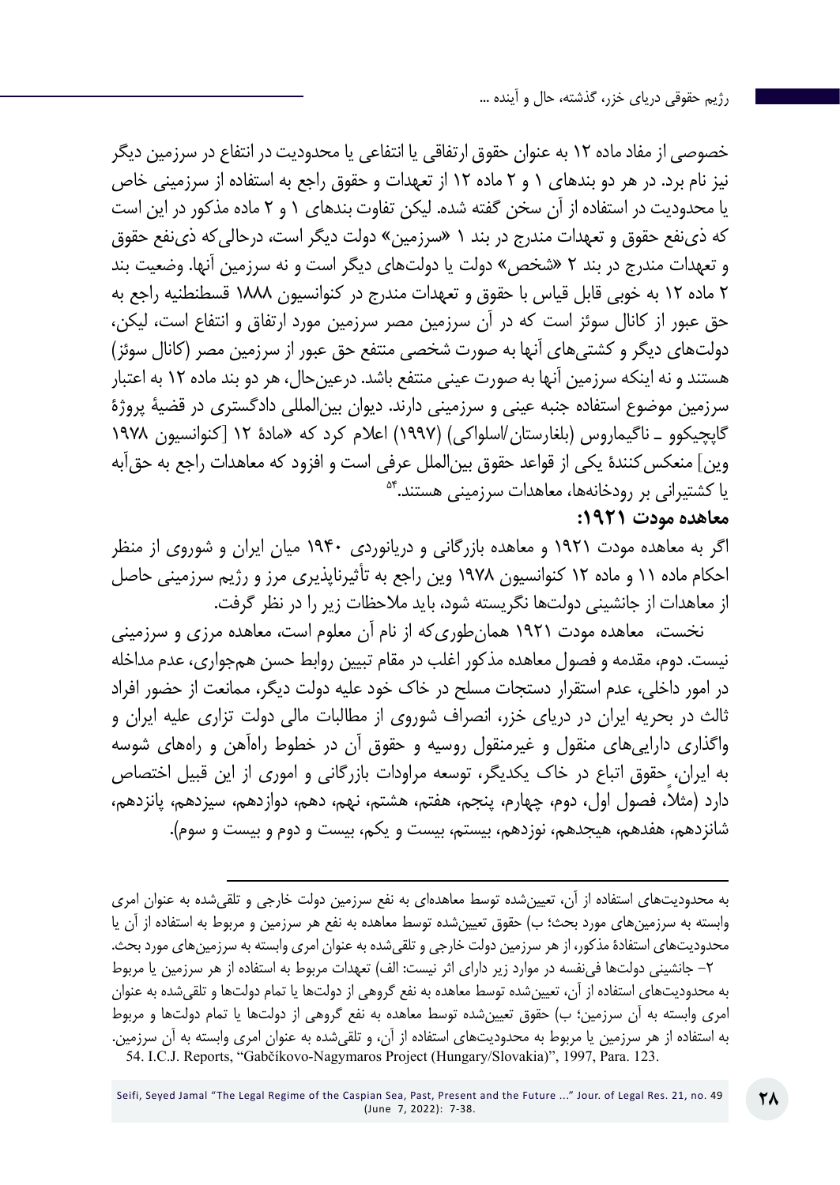خصوصی از مفاد ماده ۱۲ به عنوان حقوق ارتفاقی یا انتفاعی یا محدودیت در انتفاع در سرزمین دیگر نیز نام برد. در هر دو بندهای ۱ و ۲ ماده ۱۲ از تعهدات و حقوق راجع به استفاده از سرزمینی خاص یا محدودیت در استفاده از آن سخن گفته شده. لیکن تفاوت بندهای ۱ و ۲ ماده مذکور در این است که ذی‌نفع حقوق و تعهدات مندرج در بند ۱ «سرزمین» دولت دیگر است، درحالی‌که ذی‌نفع حقوق و تعهدات مندرج در بند ۲ «شخص» دولت یا دولت‌های دیگر است و نه سرزمین آنها. وضعیت بند ۲ ماده ۱۲ به خوبی قابل قیاس با حقوق و تعهدات مندرج در کنوانسیون ۱۸۸۸ قسطنطنیه راجع به حق عبور از کانال سوئز است که در آن سرزمین مصر سرزمین مورد ارتفاق و انتفاع است، لیکن، دولت‌های دیگر و کشتی‌های آنها به صورت شخصی منتفع حق عبور از سرزمین مصر (کانال سوئز) هستند و نه اینکه سرزمین آنها به صورت عینی منتفع باشد. درعین‌حال، هر دو بند ماده ۱۲ به اعتبار سرزمین موضوع استفاده جنبه عینی و سرزمینی دارند. دیوان بین‌المللی دادگستری در قضیهٔ پروژهٔ گاپچیکوو ـ ناگیماروس (بلغارستان/اسلواکی) (۱۹۹۷) اعلام کرد که «مادهٔ ۱۲ [کنوانسیون ۱۹۷۸ وین] منعکس‌کنندهٔ یکی از قواعد حقوق بین‌الملل عرفی است و افزود که معاهدات راجع به حق‌آبه یا کشتیرانی بر رودخانه‌ها، معاهدات سرزمینی هستند.[۵۴]

**معاهده مودت ۱۹۲۱:**

اگر به معاهده مودت ۱۹۲۱ و معاهده بازرگانی و دریانوردی ۱۹۴۰ میان ایران و شوروی از منظر احکام ماده ۱۱ و ماده ۱۲ کنوانسیون ۱۹۷۸ وین راجع به تأثیرناپذیری مرز و رژیم سرزمینی حاصل از معاهدات از جانشینی دولت‌ها نگریسته شود، باید ملاحظات زیر را در نظر گرفت.

نخست، معاهده مودت ۱۹۲۱ همان‌طوری‌که از نام آن معلوم است، معاهده مرزی و سرزمینی نیست. دوم، مقدمه و فصول معاهده مذکور اغلب در مقام تبیین روابط حسن همجواری، عدم مداخله در امور داخلی، عدم استقرار دستجات مسلح در خاک خود علیه دولت دیگر، ممانعت از حضور افراد ثالث در بحریه ایران در دریای خزر، انصراف شوروی از مطالبات مالی دولت تزاری علیه ایران و واگذاری دارایی‌های منقول و غیرمنقول روسیه و حقوق آن در خطوط راه‌آهن و راه‌های شوسه به ایران، حقوق اتباع در خاک یکدیگر، توسعه مراودات بازرگانی و اموری از این قبیل اختصاص دارد (مثلاً، فصول اول، دوم، چهارم، پنجم، هفتم، هشتم، نهم، دهم، دوازدهم، سیزدهم، پانزدهم، شانزدهم، هفدهم، هیجدهم، نوزدهم، بیستم، بیست و یکم، بیست و دوم و بیست و سوم).

---

به محدودیت‌های استفاده از آن، تعیین‌شده توسط معاهده‌ای به نفع سرزمین دولت خارجی و تلقی‌شده به عنوان امری وابسته به سرزمین‌های مورد بحث؛ ب) حقوق تعیین‌شده توسط معاهده به نفع هر سرزمین و مربوط به استفاده از آن یا محدودیت‌های استفادهٔ مذکور، از هر سرزمین دولت خارجی و تلقی‌شده به عنوان امری وابسته به سرزمین‌های مورد بحث.

۲- جانشینی دولت‌ها فی‌نفسه در موارد زیر دارای اثر نیست: الف) تعهدات مربوط به استفاده از هر سرزمین یا مربوط به محدودیت‌های استفاده از آن، تعیین‌شده توسط معاهده به نفع گروهی از دولت‌ها یا تمام دولت‌ها و تلقی‌شده به عنوان امری وابسته به آن سرزمین؛ ب) حقوق تعیین‌شده توسط معاهده به نفع گروهی از دولت‌ها یا تمام دولت‌ها و مربوط به استفاده از هر سرزمین یا مربوط به محدودیت‌های استفاده از آن، و تلقی‌شده به عنوان امری وابسته به آن سرزمین.

54. I.C.J. Reports, "Gabčíkovo-Nagymaros Project (Hungary/Slovakia)", 1997, Para. 123.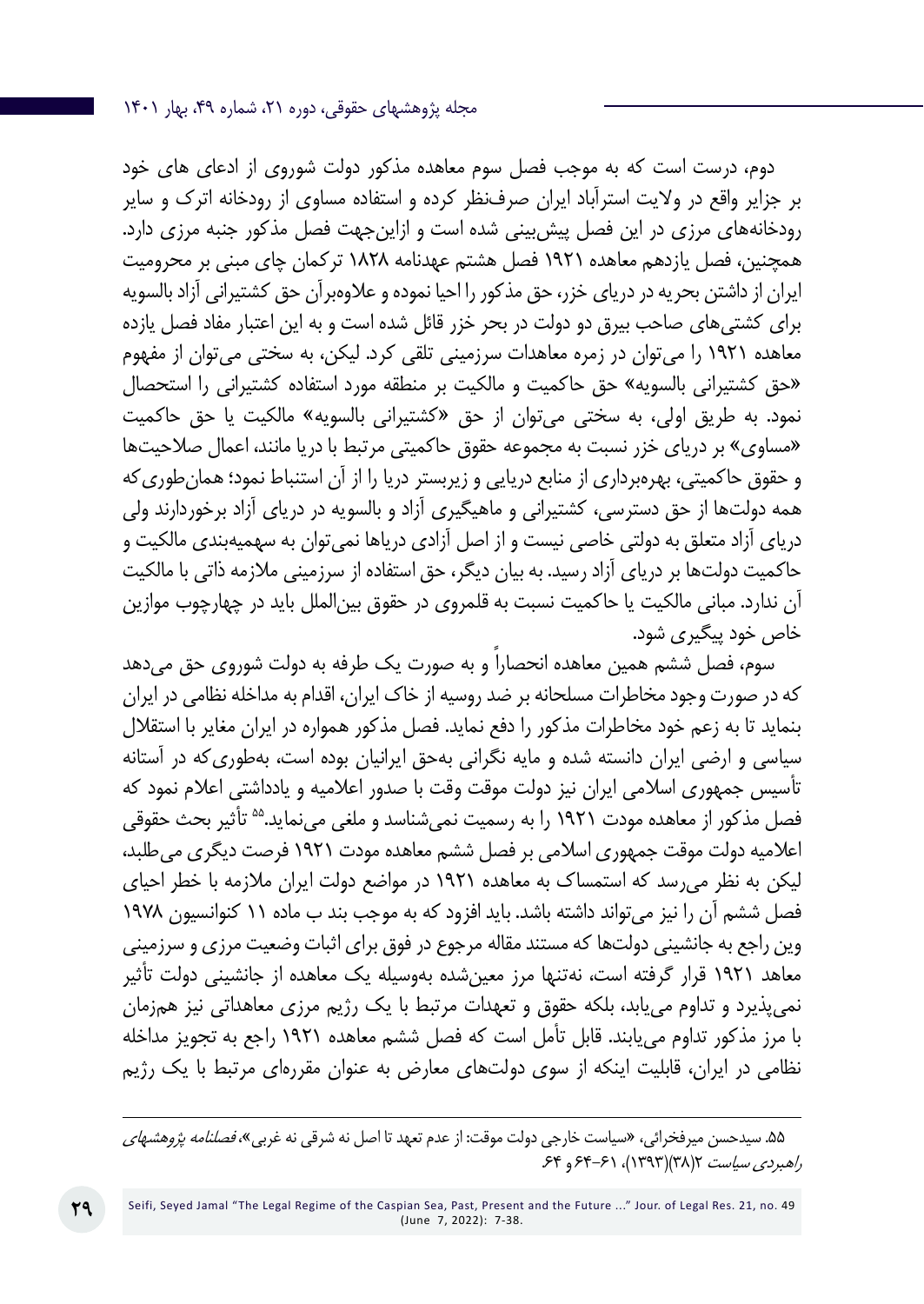دوم، درست است که به موجب فصل سوم معاهده مذکور دولت شوروی از ادعای های خود بر جزایر واقع در ولایت استرآباد ایران صرف‌نظر کرده و استفاده مساوی از رودخانه اترک و سایر رودخانه‌های مرزی در این فصل پیش‌بینی شده است و ازاین‌جهت فصل مذکور جنبه مرزی دارد. همچنین، فصل یازدهم معاهده ۱۹۲۱ فصل هشتم عهدنامه ۱۸۲۸ ترکمان چای مبنی بر محرومیت ایران از داشتن بحریه در دریای خزر، حق مذکور را احیا نموده و علاوه‌برآن حق کشتیرانی آزاد بالسویه برای کشتی‌های صاحب بیرق دو دولت در بحر خزر قائل شده است و به این اعتبار مفاد فصل یازده معاهده ۱۹۲۱ را می‌توان در زمره معاهدات سرزمینی تلقی کرد. لیکن، به سختی می‌توان از مفهوم «حق کشتیرانی بالسویه» حق حاکمیت و مالکیت بر منطقه مورد استفاده کشتیرانی را استحصال نمود. به طریق اولی، به سختی می‌توان از حق «کشتیرانی بالسویه» مالکیت یا حق حاکمیت «مساوی» بر دریای خزر نسبت به مجموعه حقوق حاکمیتی مرتبط با دریا مانند، اعمال صلاحیت‌ها و حقوق حاکمیتی، بهره‌برداری از منابع دریایی و زیربستر دریا را از آن استنباط نمود؛ همان‌طوری‌که همه دولت‌ها از حق دسترسی، کشتیرانی و ماهیگیری آزاد و بالسویه در دریای آزاد برخوردارند ولی دریای آزاد متعلق به دولتی خاصی نیست و از اصل آزادی دریاها نمی‌توان به سهمیه‌بندی مالکیت و حاکمیت دولت‌ها بر دریای آزاد رسید. به بیان دیگر، حق استفاده از سرزمینی ملازمه ذاتی با مالکیت آن ندارد. مبانی مالکیت یا حاکمیت نسبت به قلمروی در حقوق بین‌الملل باید در چهارچوب موازین خاص خود پیگیری شود.

سوم، فصل ششم همین معاهده انحصاراً و به صورت یک طرفه به دولت شوروی حق می‌دهد که در صورت وجود مخاطرات مسلحانه بر ضد روسیه از خاک ایران، اقدام به مداخله نظامی در ایران بنماید تا به زعم خود مخاطرات مذکور را دفع نماید. فصل مذکور همواره در ایران مغایر با استقلال سیاسی و ارضی ایران دانسته شده و مایه نگرانی به‌حق ایرانیان بوده است، به‌طوری‌که در آستانه تأسیس جمهوری اسلامی ایران نیز دولت موقت وقت با صدور اعلامیه و یادداشتی اعلام نمود که فصل مذکور از معاهده مودت ۱۹۲۱ را به رسمیت نمی‌شناسد و ملغی می‌نماید.[55] تأثیر بحث حقوقی اعلامیه دولت موقت جمهوری اسلامی بر فصل ششم معاهده مودت ۱۹۲۱ فرصت دیگری می‌طلبد، لیکن به نظر می‌رسد که استمساک به معاهده ۱۹۲۱ در مواضع دولت ایران ملازمه با خطر احیای فصل ششم آن را نیز می‌تواند داشته باشد. باید افزود که به موجب بند ب ماده ۱۱ کنوانسیون ۱۹۷۸ وین راجع به جانشینی دولت‌ها که مستند مقاله مرجوع در فوق برای اثبات وضعیت مرزی و سرزمینی معاهد ۱۹۲۱ قرار گرفته است، نه‌تنها مرز معین‌شده به‌وسیله یک معاهده از جانشینی دولت تأثیر نمی‌پذیرد و تداوم می‌یابد، بلکه حقوق و تعهدات مرتبط با یک رژیم مرزی معاهداتی نیز هم‌زمان با مرز مذکور تداوم می‌یابند. قابل تأمل است که فصل ششم معاهده ۱۹۲۱ راجع به تجویز مداخله نظامی در ایران، قابلیت اینکه از سوی دولت‌های معارض به عنوان مقرره‌ای مرتبط با یک رژیم

---

۵۵. سیدحسن میرفخرائی، «سیاست خارجی دولت موقت: از عدم تعهد تا اصل نه شرقی نه غربی»، *فصلنامه پژوهشهای راهبردی سیاست* ۲(۳۸)(۱۳۹۳)، ۶۱-۶۴ و ۶۴.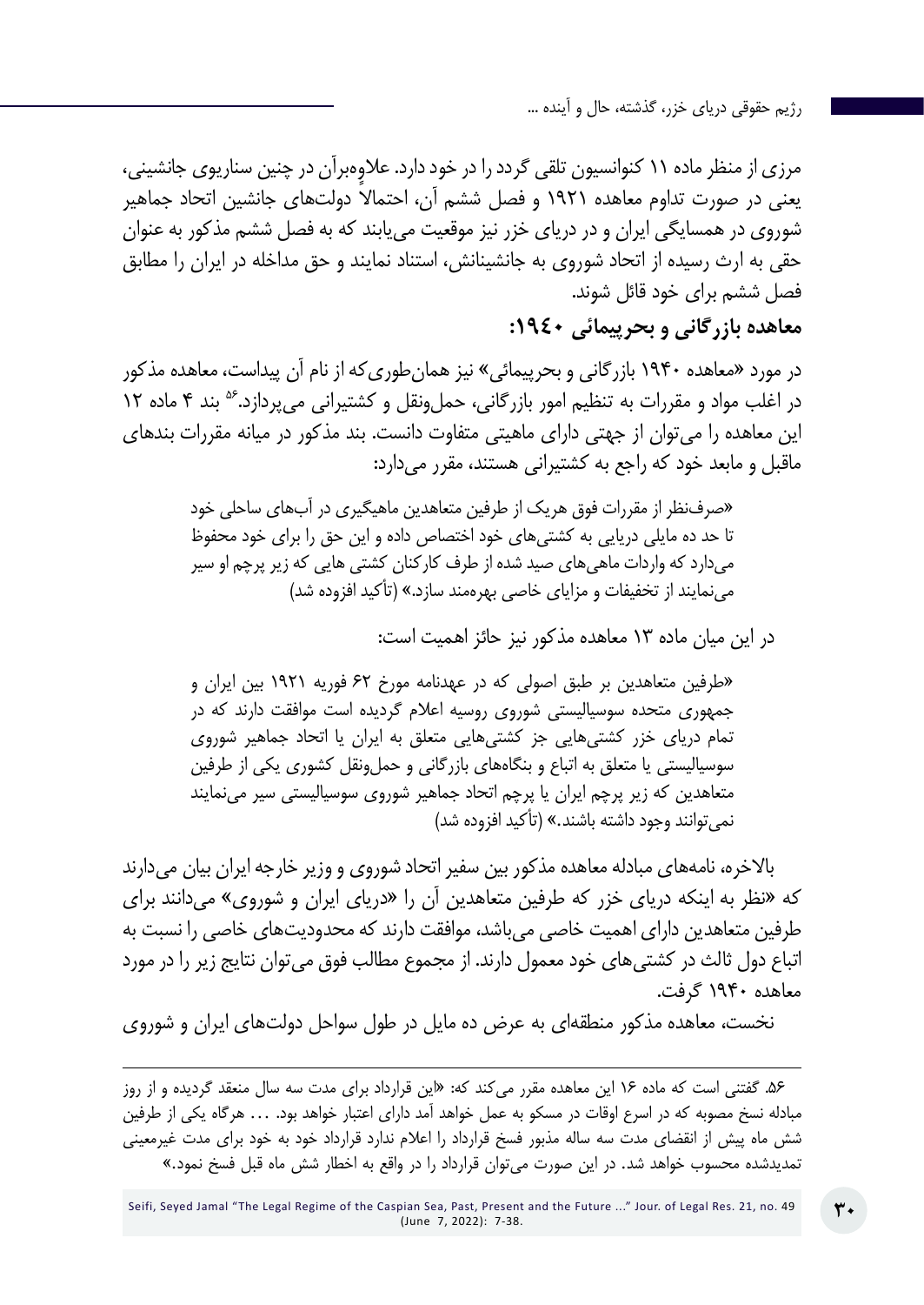مرزی از منظر ماده ۱۱ کنوانسیون تلقی گردد را در خود دارد. علاوه‌برآن در چنین سناریوی جانشینی، یعنی در صورت تداوم معاهده ۱۹۲۱ و فصل ششم آن، احتمالاً دولت‌های جانشین اتحاد جماهیر شوروی در همسایگی ایران و در دریای خزر نیز موقعیت می‌یابند که به فصل ششم مذکور به عنوان حقی به ارث رسیده از اتحاد شوروی به جانشینانش، استناد نمایند و حق مداخله در ایران را مطابق فصل ششم برای خود قائل شوند.

### معاهده بازرگانی و بحرپیمائی ۱۹۴۰:

در مورد «معاهده ۱۹۴۰ بازرگانی و بحرپیمائی» نیز همان‌طوری‌که از نام آن پیداست، معاهده مذکور در اغلب مواد و مقررات به تنظیم امور بازرگانی، حمل‌ونقل و کشتیرانی می‌پردازد.[۵۶] بند ۴ ماده ۱۲ این معاهده را می‌توان از جهتی دارای ماهیتی متفاوت دانست. بند مذکور در میانه مقررات بندهای ماقبل و مابعد خود که راجع به کشتیرانی هستند، مقرر می‌دارد:

> «صرف‌نظر از مقررات فوق هریک از طرفین متعاهدین ماهیگیری در آب‌های ساحلی خود تا حد ده مایلی دریایی به کشتی‌های خود اختصاص داده و این حق را برای خود محفوظ می‌دارد که واردات ماهی‌های صید شده از طرف کارکنان کشتی هایی که زیر پرچم او سیر می‌نمایند از تخفیفات و مزایای خاصی بهره‌مند سازد.» (تأکید افزوده شد)

در این میان ماده ۱۳ معاهده مذکور نیز حائز اهمیت است:

> «طرفین متعاهدین بر طبق اصولی که در عهدنامه مورخ ۲۶ فوریه ۱۹۲۱ بین ایران و جمهوری متحده سوسیالیستی شوروی روسیه اعلام گردیده است موافقت دارند که در تمام دریای خزر کشتی‌هایی جز کشتی‌هایی متعلق به ایران یا اتحاد جماهیر شوروی سوسیالیستی یا متعلق به اتباع و بنگاه‌های بازرگانی و حمل‌ونقل کشوری یکی از طرفین متعاهدین که زیر پرچم ایران یا پرچم اتحاد جماهیر شوروی سوسیالیستی سیر می‌نمایند نمی‌توانند وجود داشته باشند.» (تأکید افزوده شد)

بالاخره، نامه‌های مبادله معاهده مذکور بین سفیر اتحاد شوروی و وزیر خارجه ایران بیان می‌دارند که «نظر به اینکه دریای خزر که طرفین متعاهدین آن را «دریای ایران و شوروی» می‌دانند برای طرفین متعاهدین دارای اهمیت خاصی می‌باشد، موافقت دارند که محدودیت‌های خاصی را نسبت به اتباع دول ثالث در کشتی‌های خود معمول دارند. از مجموع مطالب فوق می‌توان نتایج زیر را در مورد معاهده ۱۹۴۰ گرفت.

نخست، معاهده مذکور منطقه‌ای به عرض ده مایل در طول سواحل دولت‌های ایران و شوروی

---

۵۶. گفتنی است که ماده ۱۶ این معاهده مقرر می‌کند که: «این قرارداد برای مدت سه سال منعقد گردیده و از روز مبادله نسخ مصوبه که در اسرع اوقات در مسکو به عمل خواهد آمد دارای اعتبار خواهد بود. ... هرگاه یکی از طرفین شش ماه پیش از انقضای مدت سه ساله مذبور فسخ قرارداد را اعلام ندارد قرارداد خود به خود برای مدت غیرمعینی تمدیدشده محسوب خواهد شد. در این صورت می‌توان قرارداد را در واقع به اخطار شش ماه قبل فسخ نمود.»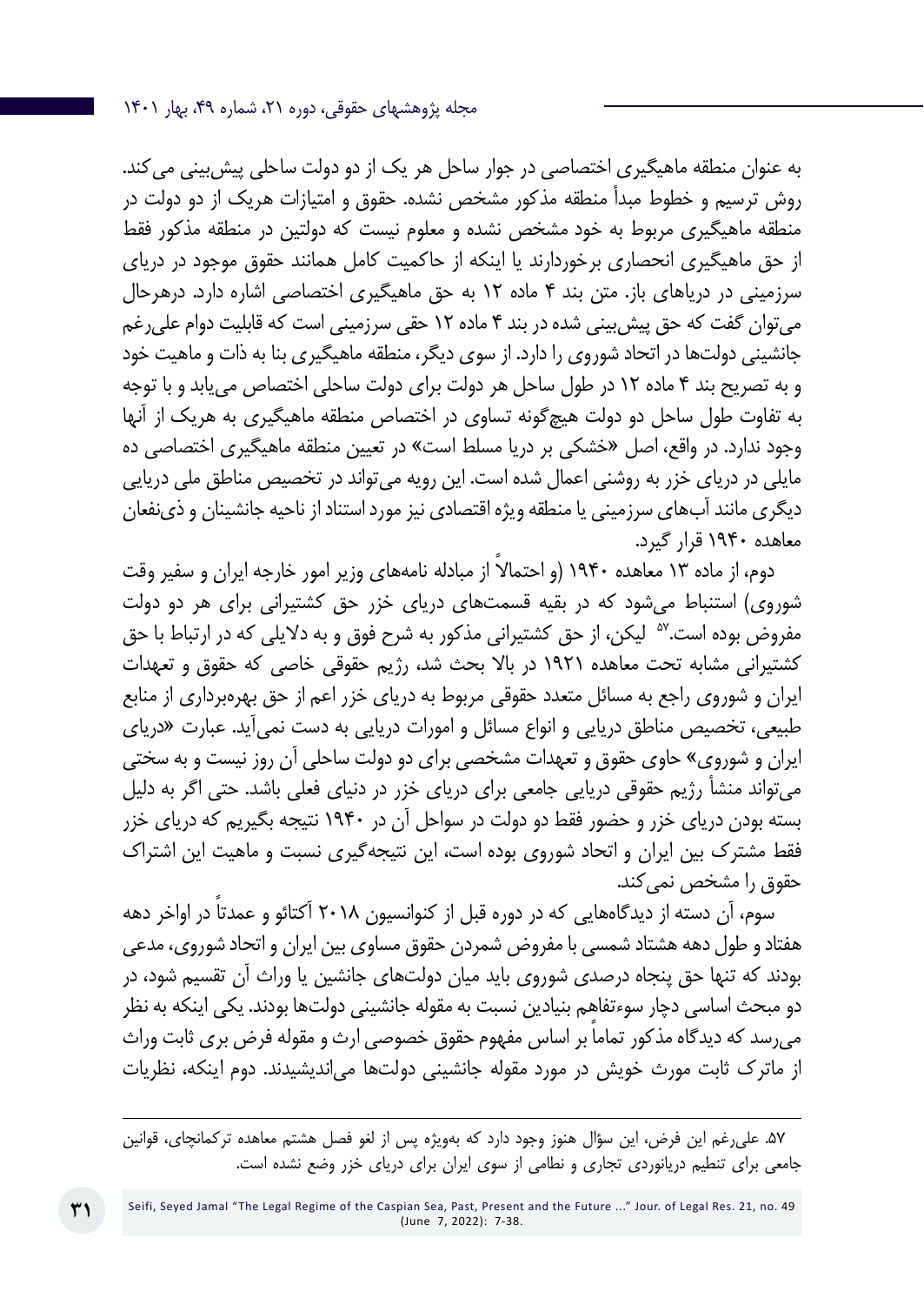به عنوان منطقه ماهیگیری اختصاصی در جوار ساحل هر یک از دو دولت ساحلی پیش‌بینی می‌کند. روش ترسیم و خطوط مبدأ منطقه مذکور مشخص نشده. حقوق و امتیازات هریک از دو دولت در منطقه ماهیگیری مربوط به خود مشخص نشده و معلوم نیست که دولتین در منطقه مذکور فقط از حق ماهیگیری انحصاری برخوردارند یا اینکه از حاکمیت کامل همانند حقوق موجود در دریای سرزمینی در دریاهای باز. متن بند ۴ ماده ۱۲ به حق ماهیگیری اختصاصی اشاره دارد. درهرحال می‌توان گفت که حق پیش‌بینی شده در بند ۴ ماده ۱۲ حقی سرزمینی است که قابلیت دوام علی‌رغم جانشینی دولت‌ها در اتحاد شوروی را دارد. از سوی دیگر، منطقه ماهیگیری بنا به ذات و ماهیت خود و به تصریح بند ۴ ماده ۱۲ در طول ساحل هر دولت برای دولت ساحلی اختصاص می‌یابد و با توجه به تفاوت طول ساحل دو دولت هیچ‌گونه تساوی در اختصاص منطقه ماهیگیری به هریک از آنها وجود ندارد. در واقع، اصل «خشکی بر دریا مسلط است» در تعیین منطقه ماهیگیری اختصاصی ده مایلی در دریای خزر به روشنی اعمال شده است. این رویه می‌تواند در تخصیص مناطق ملی دریایی دیگری مانند آب‌های سرزمینی یا منطقه ویژه اقتصادی نیز مورد استناد از ناحیه جانشینان و ذی‌نفعان معاهده ۱۹۴۰ قرار گیرد.

دوم، از ماده ۱۳ معاهده ۱۹۴۰ (و احتمالاً از مبادله نامه‌های وزیر امور خارجه ایران و سفیر وقت شوروی) استنباط می‌شود که در بقیه قسمت‌های دریای خزر حق کشتیرانی برای هر دو دولت مفروض بوده است.[۵۷] لیکن، از حق کشتیرانی مذکور به شرح فوق و به دلایلی که در ارتباط با حق کشتیرانی مشابه تحت معاهده ۱۹۲۱ در بالا بحث شد، رژیم حقوقی خاصی که حقوق و تعهدات ایران و شوروی راجع به مسائل متعدد حقوقی مربوط به دریای خزر اعم از حق بهره‌برداری از منابع طبیعی، تخصیص مناطق دریایی و انواع مسائل و امورات دریایی به دست نمی‌آید. عبارت «دریای ایران و شوروی» حاوی حقوق و تعهدات مشخصی برای دو دولت ساحلی آن روز نیست و به سختی می‌تواند منشأ رژیم حقوقی دریایی جامعی برای دریای خزر در دنیای فعلی باشد. حتی اگر به دلیل بسته بودن دریای خزر و حضور فقط دو دولت در سواحل آن در ۱۹۴۰ نتیجه بگیریم که دریای خزر فقط مشترک بین ایران و اتحاد شوروی بوده است، این نتیجه‌گیری نسبت و ماهیت این اشتراک حقوق را مشخص نمی‌کند.

سوم، آن دسته از دیدگاه‌هایی که در دوره قبل از کنوانسیون ۲۰۱۸ آکتائو و عمدتاً در اواخر دهه هفتاد و طول دهه هشتاد شمسی با مفروض شمردن حقوق مساوی بین ایران و اتحاد شوروی، مدعی بودند که تنها حق پنجاه درصدی شوروی باید میان دولت‌های جانشین یا وراث آن تقسیم شود، در دو مبحث اساسی دچار سوءتفاهم بنیادین نسبت به مقوله جانشینی دولت‌ها بودند. یکی اینکه به نظر می‌رسد که دیدگاه مذکور تماماً بر اساس مفهوم حقوق خصوصی ارث و مقوله فرض بری ثابت وراث از ماترک ثابت مورث خویش در مورد مقوله جانشینی دولت‌ها می‌اندیشیدند. دوم اینکه، نظریات

---

۵۷. علی‌رغم این فرض، این سؤال هنوز وجود دارد که به‌ویژه پس از لغو فصل هشتم معاهده ترکمانچای، قوانین جامعی برای تنظیم دریانوردی تجاری و نظامی از سوی ایران برای دریای خزر وضع نشده است.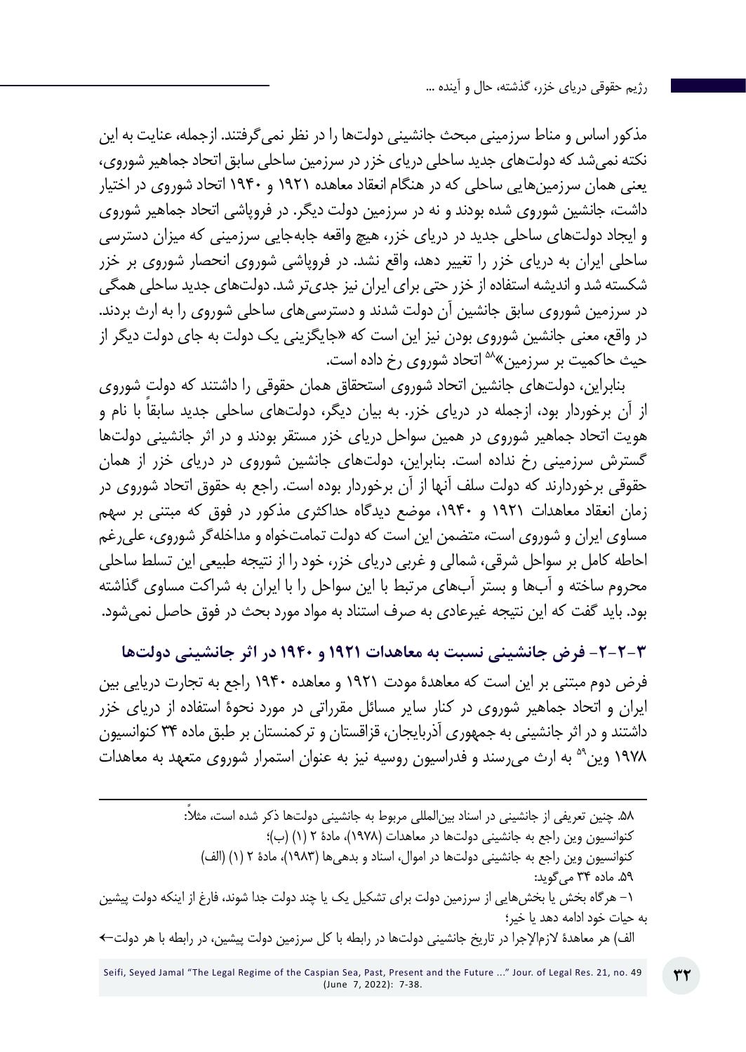مذکور اساس و مناط سرزمینی مبحث جانشینی دولت‌ها را در نظر نمی‌گرفتند. ازجمله، عنایت به این نکته نمی‌شد که دولت‌های جدید ساحلی دریای خزر در سرزمین ساحلی سابق اتحاد جماهیر شوروی، یعنی همان سرزمین‌هایی ساحلی که در هنگام انعقاد معاهده ۱۹۲۱ و ۱۹۴۰ اتحاد شوروی در اختیار داشت، جانشین شوروی شده بودند و نه در سرزمین دولت دیگر. در فروپاشی اتحاد جماهیر شوروی و ایجاد دولت‌های ساحلی جدید در دریای خزر، هیچ واقعه جابه‌جایی سرزمینی که میزان دسترسی ساحلی ایران به دریای خزر را تغییر دهد، واقع نشد. در فروپاشی شوروی انحصار شوروی بر خزر شکسته شد و اندیشه استفاده از خزر حتی برای ایران نیز جدی‌تر شد. دولت‌های جدید ساحلی همگی در سرزمین شوروی سابق جانشین آن دولت شدند و دسترسی‌های ساحلی شوروی را به ارث بردند. در واقع، معنی جانشین شوروی بودن نیز این است که «جایگزینی یک دولت به جای دولت دیگر از حیث حاکمیت بر سرزمین»[۵۸] اتحاد شوروی رخ داده است.

بنابراین، دولت‌های جانشین اتحاد شوروی استحقاق همان حقوقی را داشتند که دولت شوروی از آن برخوردار بود، ازجمله در دریای خزر. به بیان دیگر، دولت‌های ساحلی جدید سابقاً با نام و هویت اتحاد جماهیر شوروی در همین سواحل دریای خزر مستقر بودند و در اثر جانشینی دولت‌ها گسترش سرزمینی رخ نداده است. بنابراین، دولت‌های جانشین شوروی در دریای خزر از همان حقوقی برخوردارند که دولت سلف آنها از آن برخوردار بوده است. راجع به حقوق اتحاد شوروی در زمان انعقاد معاهدات ۱۹۲۱ و ۱۹۴۰، موضع دیدگاه حداکثری مذکور در فوق که مبتنی بر سهم مساوی ایران و شوروی است، متضمن این است که دولت تمامت‌خواه و مداخله‌گر شوروی، علی‌رغم احاطه کامل بر سواحل شرقی، شمالی و غربی دریای خزر، خود را از نتیجه طبیعی این تسلط ساحلی محروم ساخته و آب‌ها و بستر آب‌های مرتبط با این سواحل را با ایران به شراکت مساوی گذاشته بود. باید گفت که این نتیجه غیرعادی به صرف استناد به مواد مورد بحث در فوق حاصل نمی‌شود.

### ۳-۲-۲- فرض جانشینی نسبت به معاهدات ۱۹۲۱ و ۱۹۴۰ در اثر جانشینی دولت‌ها

فرض دوم مبتنی بر این است که معاهدهٔ مودت ۱۹۲۱ و معاهده ۱۹۴۰ راجع به تجارت دریایی بین ایران و اتحاد جماهیر شوروی در کنار سایر مسائل مقرراتی در مورد نحوهٔ استفاده از دریای خزر داشتند و در اثر جانشینی به جمهوری آذربایجان، قزاقستان و ترکمنستان بر طبق ماده ۳۴ کنوانسیون ۱۹۷۸ وین[۵۹] به ارث می‌رسند و فدراسیون روسیه نیز به عنوان استمرار شوروی متعهد به معاهدات

---

۵۸. چنین تعریفی از جانشینی در اسناد بین‌المللی مربوط به جانشینی دولت‌ها ذکر شده است، مثلاً:

کنوانسیون وین راجع به جانشینی دولت‌ها در معاهدات (۱۹۷۸)، مادهٔ ۲ (۱) (ب)؛

کنوانسیون وین راجع به جانشینی دولت‌ها در اموال، اسناد و بدهی‌ها (۱۹۸۳)، مادهٔ ۲ (۱) (الف)

۵۹. ماده ۳۴ می‌گوید:

۱- هرگاه بخش یا بخش‌هایی از سرزمین دولت برای تشکیل یک یا چند دولت جدا شوند، فارغ از اینکه دولت پیشین به حیات خود ادامه دهد یا خیر؛

الف) هر معاهدهٔ لازم‌الاجرا در تاریخ جانشینی دولت‌ها در رابطه با کل سرزمین دولت پیشین، در رابطه با هر دولت←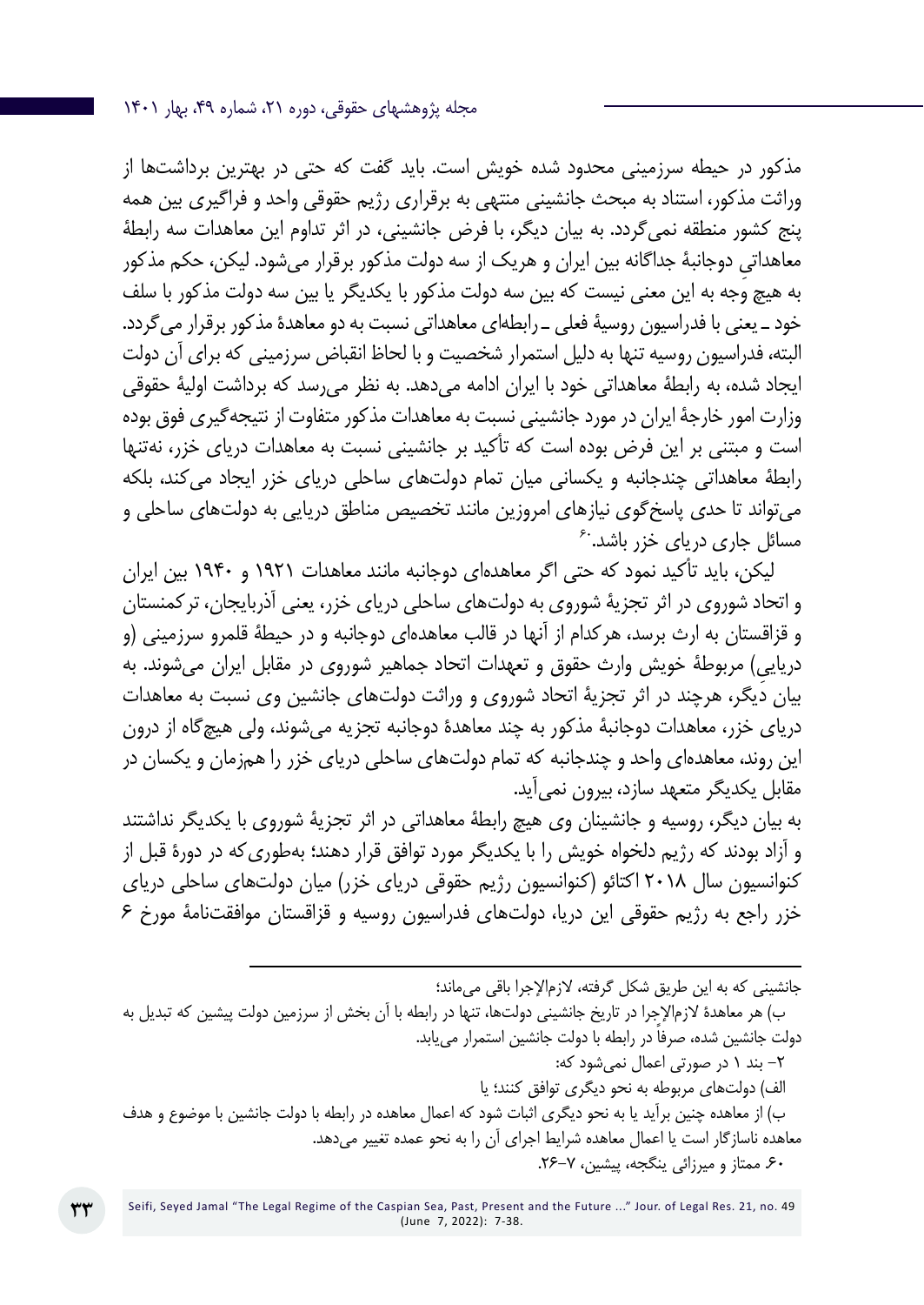مذکور در حیطه سرزمینی محدود شده خویش است. باید گفت که حتی در بهترین برداشت‌ها از وراثت مذکور، استناد به مبحث جانشینی منتهی به برقراری رژیم حقوقی واحد و فراگیری بین همه پنج کشور منطقه نمی‌گردد. به بیان دیگر، با فرض جانشینی، در اثر تداوم این معاهدات سه رابطهٔ معاهداتیِ دوجانبهٔ جداگانه بین ایران و هریک از سه دولت مذکور برقرار می‌شود. لیکن، حکم مذکور به هیچ وجه به این معنی نیست که بین سه دولت مذکور با یکدیگر یا بین سه دولت مذکور با سلف خود ـ یعنی با فدراسیون روسیهٔ فعلی ـ رابطه‌ای معاهداتی نسبت به دو معاهدهٔ مذکور برقرار می‌گردد. البته، فدراسیون روسیه تنها به دلیل استمرار شخصیت و با لحاظ انقباض سرزمینی که برای آن دولت ایجاد شده، به رابطهٔ معاهداتی خود با ایران ادامه می‌دهد. به نظر می‌رسد که برداشت اولیهٔ حقوقی وزارت امور خارجهٔ ایران در مورد جانشینی نسبت به معاهدات مذکور متفاوت از نتیجه‌گیری فوق بوده است و مبتنی بر این فرض بوده است که تأکید بر جانشینی نسبت به معاهدات دریای خزر، نه‌تنها رابطهٔ معاهداتی چندجانبه و یکسانی میان تمام دولت‌های ساحلی دریای خزر ایجاد می‌کند، بلکه می‌تواند تا حدی پاسخ‌گوی نیازهای امروزین مانند تخصیص مناطق دریایی به دولت‌های ساحلی و مسائل جاری دریای خزر باشد.[۶۰]

لیکن، باید تأکید نمود که حتی اگر معاهده‌ای دوجانبه مانند معاهدات ۱۹۲۱ و ۱۹۴۰ بین ایران و اتحاد شوروی در اثر تجزیهٔ شوروی به دولت‌های ساحلی دریای خزر، یعنی آذربایجان، ترکمنستان و قزاقستان به ارث برسد، هرکدام از آنها در قالب معاهده‌ای دوجانبه و در حیطهٔ قلمرو سرزمینی (و دریاییِ) مربوطهٔ خویش وارث حقوق و تعهدات اتحاد جماهیر شوروی در مقابل ایران می‌شوند. به بیان دیگر، هرچند در اثر تجزیهٔ اتحاد شوروی و وراثت دولت‌های جانشین وی نسبت به معاهدات دریای خزر، معاهدات دوجانبهٔ مذکور به چند معاهدهٔ دوجانبه تجزیه می‌شوند، ولی هیچ‌گاه از درون این روند، معاهده‌ای واحد و چندجانبه که تمام دولت‌های ساحلی دریای خزر را هم‌زمان و یکسان در مقابل یکدیگر متعهد سازد، بیرون نمی‌آید.

به بیان دیگر، روسیه و جانشینان وی هیچ رابطهٔ معاهداتی در اثر تجزیهٔ شوروی با یکدیگر نداشتند و آزاد بودند که رژیم دلخواه خویش را با یکدیگر مورد توافق قرار دهند؛ به‌طوری‌که در دورهٔ قبل از کنوانسیون سال ۲۰۱۸ اکتائو (کنوانسیون رژیم حقوقی دریای خزر) میان دولت‌های ساحلی دریای خزر راجع به رژیم حقوقی این دریا، دولت‌های فدراسیون روسیه و قزاقستان موافقت‌نامهٔ مورخ ۶

---

جانشینی که به این طریق شکل گرفته، لازم‌الإجرا باقی می‌ماند؛

ب) هر معاهدهٔ لازم‌الإجرا در تاریخ جانشینی دولت‌ها، تنها در رابطه با آن بخش از سرزمین دولت پیشین که تبدیل به دولت جانشین شده، صرفاً در رابطه با دولت جانشین استمرار می‌یابد.

۲- بند ۱ در صورتی اعمال نمی‌شود که:

الف) دولت‌های مربوطه به نحو دیگری توافق کنند؛ یا

ب) از معاهده چنین برآید یا به نحو دیگری اثبات شود که اعمال معاهده در رابطه با دولت جانشین با موضوع و هدف معاهده ناسازگار است یا اعمال معاهده شرایط اجرای آن را به نحو عمده تغییر می‌دهد.

۶۰. ممتاز و میرزائی ینگجه، پیشین، ۷-۲۶.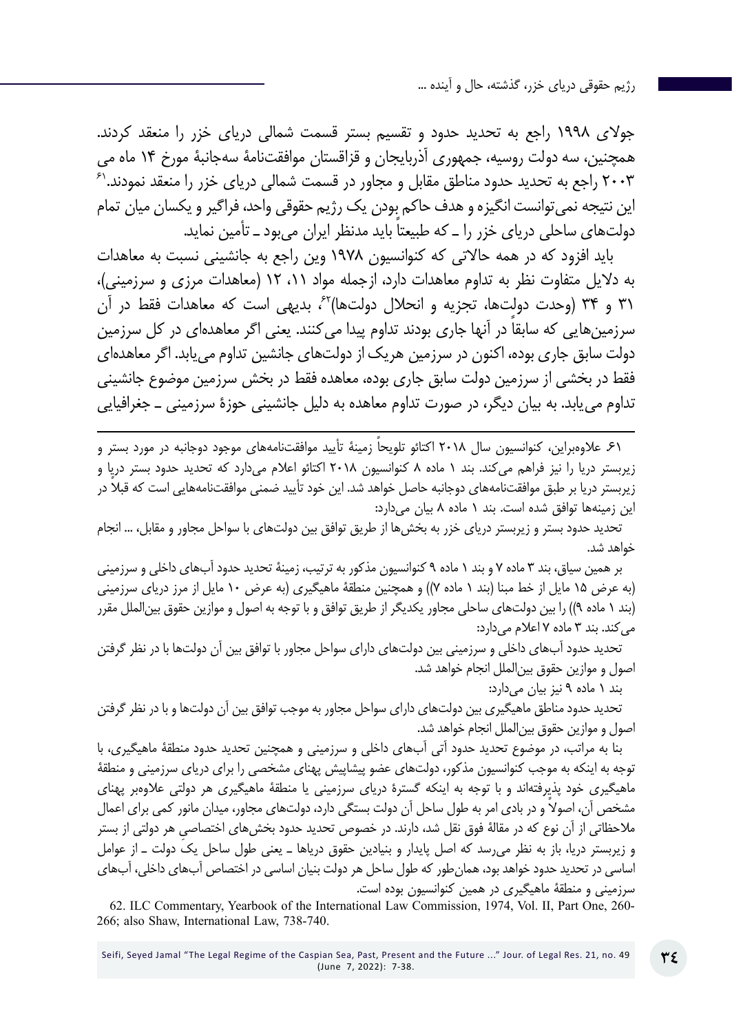جولای ۱۹۹۸ راجع به تحدید حدود و تقسیم بستر قسمت شمالی دریای خزر را منعقد کردند. همچنین، سه دولت روسیه، جمهوری آذربایجان و قزاقستان موافقت‌نامهٔ سه‌جانبهٔ مورخ ۱۴ ماه می ۲۰۰۳ راجع به تحدید حدود مناطق مقابل و مجاور در قسمت شمالی دریای خزر را منعقد نمودند.[۶۱] این نتیجه نمی‌توانست انگیزه و هدف حاکم بودن یک رژیم حقوقی واحد، فراگیر و یکسان میان تمام دولت‌های ساحلی دریای خزر را ــ که طبیعتاً باید مدنظر ایران می‌بود ــ تأمین نماید.

باید افزود که در همه حالاتی که کنوانسیون ۱۹۷۸ وین راجع به جانشینی نسبت به معاهدات به دلایل متفاوت نظر به تداوم معاهدات دارد، ازجمله مواد ۱۱، ۱۲ (معاهدات مرزی و سرزمینی)، ۳۱ و ۳۴ (وحدت دولت‌ها، تجزیه و انحلال دولت‌ها)[۶۲]، بدیهی است که معاهدات فقط در آن سرزمین‌هایی که سابقاً در آنها جاری بودند تداوم پیدا می‌کنند. یعنی اگر معاهده‌ای در کل سرزمین دولت سابق جاری بوده، اکنون در سرزمین هریک از دولت‌های جانشین تداوم می‌یابد. اگر معاهده‌ای فقط در بخشی از سرزمین دولت سابق جاری بوده، معاهده فقط در بخش سرزمین موضوع جانشینی تداوم می‌یابد. به بیان دیگر، در صورت تداوم معاهده به دلیل جانشینی حوزهٔ سرزمینی ــ جغرافیایی

---

۶۱. علاوه‌براین، کنوانسیون سال ۲۰۱۸ اکتائو تلویحاً زمینهٔ تأیید موافقت‌نامه‌های موجود دوجانبه در مورد بستر و زیربستر دریا را نیز فراهم می‌کند. بند ۱ ماده ۸ کنوانسیون ۲۰۱۸ اکتائو اعلام می‌دارد که تحدید حدود بستر دریا و زیربستر دریا بر طبق موافقت‌نامه‌های دوجانبه حاصل خواهد شد. این خود تأیید ضمنی موافقت‌نامه‌هایی است که قبلا در این زمینه‌ها توافق شده است. بند ۱ ماده ۸ بیان می‌دارد:

تحدید حدود بستر و زیربستر دریای خزر به بخش‌ها از طریق توافق بین دولت‌های با سواحل مجاور و مقابل، ... انجام خواهد شد.

بر همین سیاق، بند ۳ ماده ۷ و بند ۱ ماده ۹ کنوانسیون مذکور به ترتیب، زمینهٔ تحدید حدود آب‌های داخلی و سرزمینی (به عرض ۱۵ مایل از خط مبنا (بند ۱ ماده ۷)) و همچنین منطقهٔ ماهیگیری (به عرض ۱۰ مایل از مرز دریای سرزمینی (بند ۱ ماده ۹)) را بین دولت‌های ساحلی مجاور یکدیگر از طریق توافق و با توجه به اصول و موازین حقوق بین‌الملل مقرر می‌کند. بند ۳ ماده ۷ اعلام می‌دارد:

تحدید حدود آب‌های داخلی و سرزمینی بین دولت‌های دارای سواحل مجاور با توافق بین آن دولت‌ها با در نظر گرفتن اصول و موازین حقوق بین‌الملل انجام خواهد شد.

بند ۱ ماده ۹ نیز بیان می‌دارد:

تحدید حدود مناطق ماهیگیری بین دولت‌های دارای سواحل مجاور به موجب توافق بین آن دولت‌ها و با در نظر گرفتن اصول و موازین حقوق بین‌الملل انجام خواهد شد.

بنا به مراتب، در موضوع تحدید حدود آتی آب‌های داخلی و سرزمینی و همچنین تحدید حدود منطقهٔ ماهیگیری، با توجه به اینکه به موجب کنوانسیون مذکور، دولت‌های عضو پیشاپیش پهنای مشخصی را برای دریای سرزمینی و منطقهٔ ماهیگیری خود پذیرفته‌اند و با توجه به اینکه گسترهٔ دریای سرزمینی یا منطقهٔ ماهیگیری هر دولتی علاوه‌بر پهنای مشخص آن، اصولاً و در بادی امر به طول ساحل آن دولت بستگی دارد، دولت‌های مجاور، میدان مانور کمی برای اعمال ملاحظاتی از آن نوع که در مقالهٔ فوق نقل شد، دارند. در خصوص تحدید حدود بخش‌های اختصاصی هر دولتی از بستر و زیربستر دریا، باز به نظر می‌رسد که اصل پایدار و بنیادین حقوق دریاها ــ یعنی طول ساحل یک دولت ــ از عوامل اساسی در تحدید حدود خواهد بود، همان‌طور که طول ساحل هر دولت بنیان اساسی در اختصاص آب‌های داخلی، آب‌های سرزمینی و منطقهٔ ماهیگیری در همین کنوانسیون بوده است.

62. ILC Commentary, Yearbook of the International Law Commission, 1974, Vol. II, Part One, 260-266; also Shaw, International Law, 738-740.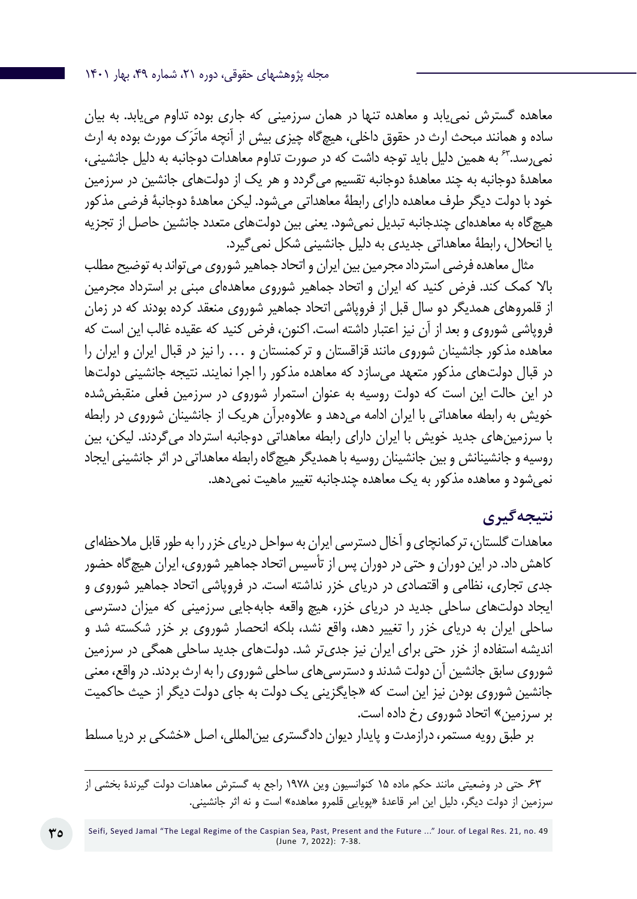معاهده گسترش نمی‌یابد و معاهده تنها در همان سرزمینی که جاری بوده تداوم می‌یابد. به بیان ساده و همانند مبحث ارث در حقوق داخلی، هیچ‌گاه چیزی بیش از آنچه ماتَرَک مورث بوده به ارث نمی‌رسد.[۶۳] به همین دلیل باید توجه داشت که در صورت تداوم معاهدات دوجانبه به دلیل جانشینی، معاهدهٔ دوجانبه به چند معاهدهٔ دوجانبه تقسیم می‌گردد و هر یک از دولت‌های جانشین در سرزمین خود با دولت دیگر طرف معاهده دارای رابطهٔ معاهداتی می‌شود. لیکن معاهدهٔ دوجانبهٔ فرضی مذکور هیچ‌گاه به معاهده‌ای چندجانبه تبدیل نمی‌شود. یعنی بین دولت‌های متعدد جانشین حاصل از تجزیه یا انحلال، رابطهٔ معاهداتی جدیدی به دلیل جانشینی شکل نمی‌گیرد.

مثال معاهده فرضی استرداد مجرمین بین ایران و اتحاد جماهیر شوروی می‌تواند به توضیح مطلب بالا کمک کند. فرض کنید که ایران و اتحاد جماهیر شوروی معاهده‌ای مبنی بر استرداد مجرمین از قلمروهای همدیگر دو سال قبل از فروپاشی اتحاد جماهیر شوروی منعقد کرده بودند که در زمان فروپاشی شوروی و بعد از آن نیز اعتبار داشته است. اکنون، فرض کنید که عقیده غالب این است که معاهده مذکور جانشینان شوروی مانند قزاقستان و ترکمنستان و ... را نیز در قبال ایران و ایران را در قبال دولت‌های مذکور متعهد می‌سازد که معاهده مذکور را اجرا نمایند. نتیجه جانشینی دولت‌ها در این حالت این است که دولت روسیه به عنوان استمرار شوروی در سرزمین فعلی منقبض‌شده خویش به رابطه معاهداتی با ایران ادامه می‌دهد و علاوه‌برآن هریک از جانشینان شوروی در رابطه با سرزمین‌های جدید خویش با ایران دارای رابطه معاهداتی دوجانبه استرداد می‌گردند. لیکن، بین روسیه و جانشینانش و بین جانشینان روسیه با همدیگر هیچ‌گاه رابطه معاهداتی در اثر جانشینی ایجاد نمی‌شود و معاهده مذکور به یک معاهده چندجانبه تغییر ماهیت نمی‌دهد.

## نتیجه‌گیری

معاهدات گلستان، ترکمانچای و آخال دسترسی ایران به سواحل دریای خزر را به طور قابل ملاحظه‌ای کاهش داد. در این دوران و حتی در دوران پس از تأسیس اتحاد جماهیر شوروی، ایران هیچ‌گاه حضور جدی تجاری، نظامی و اقتصادی در دریای خزر نداشته است. در فروپاشی اتحاد جماهیر شوروی و ایجاد دولت‌های ساحلی جدید در دریای خزر، هیچ واقعه جابه‌جایی سرزمینی که میزان دسترسی ساحلی ایران به دریای خزر را تغییر دهد، واقع نشد، بلکه انحصار شوروی بر خزر شکسته شد و اندیشه استفاده از خزر حتی برای ایران نیز جدی‌تر شد. دولت‌های جدید ساحلی همگی در سرزمین شوروی سابق جانشین آن دولت شدند و دسترسی‌های ساحلی شوروی را به ارث بردند. در واقع، معنی جانشین شوروی بودن نیز این است که «جایگزینی یک دولت به جای دولت دیگر از حیث حاکمیت بر سرزمین» اتحاد شوروی رخ داده است.

بر طبق رویه مستمر، درازمدت و پایدار دیوان دادگستری بین‌المللی، اصل «خشکی بر دریا مسلط

---

[۶۳] حتی در وضعیتی مانند حکم ماده ۱۵ کنوانسیون وین ۱۹۷۸ راجع به گسترش معاهدات دولت گیرندهٔ بخشی از سرزمین از دولت دیگر، دلیل این امر قاعدهٔ «پویایی قلمرو معاهده» است و نه اثر جانشینی.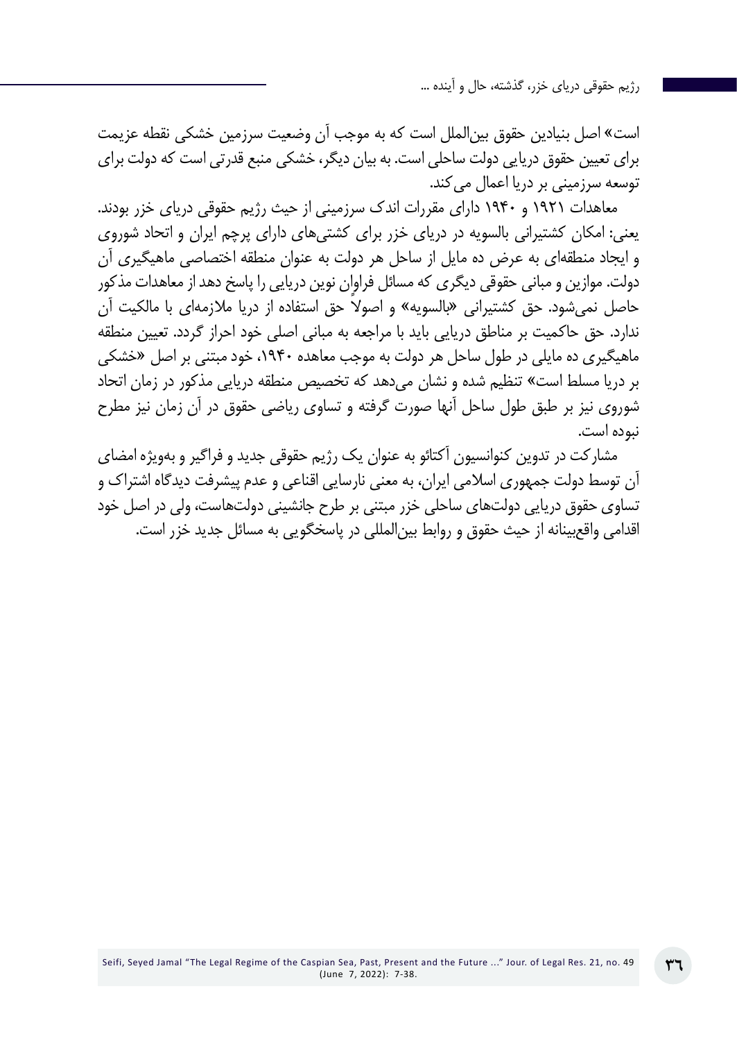است» اصل بنیادین حقوق بین‌الملل است که به موجب آن وضعیت سرزمین خشکی نقطه عزیمت برای تعیین حقوق دریایی دولت ساحلی است. به بیان دیگر، خشکی منبع قدرتی است که دولت برای توسعه سرزمینی بر دریا اعمال می‌کند.

معاهدات ۱۹۲۱ و ۱۹۴۰ دارای مقررات اندک سرزمینی از حیث رژیم حقوقی دریای خزر بودند. یعنی: امکان کشتیرانی بالسویه در دریای خزر برای کشتی‌های دارای پرچم ایران و اتحاد شوروی و ایجاد منطقه‌ای به عرض ده مایل از ساحل هر دولت به عنوان منطقه اختصاصی ماهیگیری آن دولت. موازین و مبانی حقوقی دیگری که مسائل فراوانِ نوین دریایی را پاسخ دهد از معاهدات مذکور حاصل نمی‌شود. حق کشتیرانی «بالسویه» و اصولاً حق استفاده از دریا ملازمه‌ای با مالکیت آن ندارد. حق حاکمیت بر مناطق دریایی باید با مراجعه به مبانی اصلی خود احراز گردد. تعیین منطقه ماهیگیری ده مایلی در طول ساحل هر دولت به موجب معاهده ۱۹۴۰، خود مبتنی بر اصل «خشکی بر دریا مسلط است» تنظیم شده و نشان می‌دهد که تخصیص منطقه دریایی مذکور در زمان اتحاد شوروی نیز بر طبق طول ساحل آنها صورت گرفته و تساوی ریاضی حقوق در آن زمان نیز مطرح نبوده است.

مشارکت در تدوین کنوانسیون آکتائو به عنوان یک رژیم حقوقی جدید و فراگیر و به‌ویژه امضای آن توسط دولت جمهوری اسلامی ایران، به معنی نارسایی اقناعی و عدم پیشرفت دیدگاه اشتراک و تساوی حقوق دریایی دولت‌های ساحلی خزر مبتنی بر طرح جانشینی دولت‌هاست، ولی در اصل خود اقدامی واقع‌بینانه از حیث حقوق و روابط بین‌المللی در پاسخگویی به مسائل جدید خزر است.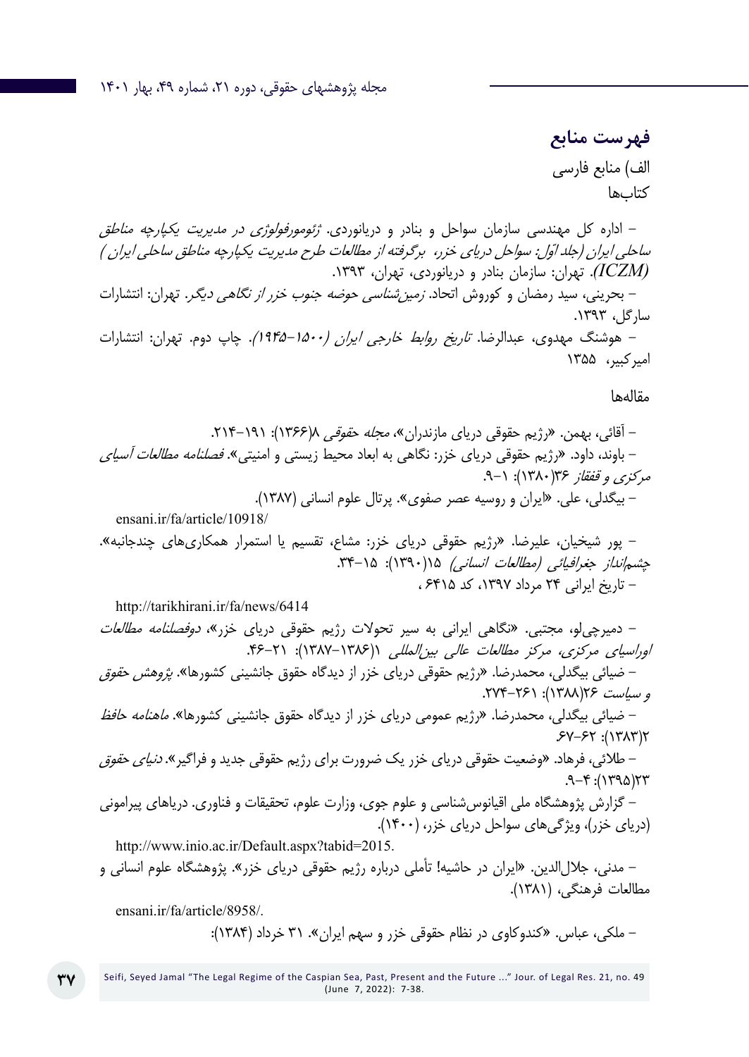## فهرست منابع

الف) منابع فارسی

کتاب‌ها

– اداره کل مهندسی سازمان سواحل و بنادر و دریانوردی. *ژئومورفولوژی در مدیریت یکپارچه مناطق ساحلی ایران (جلد اوّل: سواحل دریای خزر، برگرفته از مطالعات طرح مدیریت یکپارچه مناطق ساحلی ایران (ICZM)*. تهران: سازمان بنادر و دریانوردی، تهران، ۱۳۹۳.

– بحرینی، سید رمضان و کوروش اتحاد. *زمین‌شناسی حوضه جنوب خزر از نگاهی دیگر*. تهران: انتشارات سارگل، ۱۳۹۳.

– هوشنگ مهدوی، عبدالرضا. *تاریخ روابط خارجی ایران (۱۵۰۰–۱۹۴۵)*. چاپ دوم. تهران: انتشارات امیرکبیر، ۱۳۵۵

مقاله‌ها

– آقائی، بهمن. «رژیم حقوقی دریای مازندران»، *مجله حقوقی* ۸(۱۳۶۶): ۱۹۱–۲۱۴.

– باوند، داود. «رژیم حقوقی دریای خزر: نگاهی به ابعاد محیط زیستی و امنیتی». *فصلنامه مطالعات آسیای مرکزی و قفقاز* ۳۶(۱۳۸۰): ۱–۹.

– بیگدلی، علی. «ایران و روسیه عصر صفوی». پرتال علوم انسانی (۱۳۸۷).
ensani.ir/fa/article/10918/

– پور شیخیان، علیرضا. «رژیم حقوقی دریای خزر: مشاع، تقسیم یا استمرار همکاری‌های چندجانبه». *چشم‌انداز جغرافیائی (مطالعات انسانی)* ۱۵(۱۳۹۰): ۱۵–۳۴.

– تاریخ ایرانی ۲۴ مرداد ۱۳۹۷، کد ۶۴۱۵ ،
http://tarikhirani.ir/fa/news/6414

– دمیرچی‌لو، مجتبی. «نگاهی ایرانی به سیر تحولات رژیم حقوقی دریای خزر»، *دوفصلنامه مطالعات اوراسیای مرکزی، مرکز مطالعات عالی بین‌المللی* ۱(۱۳۸۶–۱۳۸۷): ۲۱–۴۶.

– ضیائی بیگدلی، محمدرضا. «رژیم حقوقی دریای خزر از دیدگاه حقوق جانشینی کشورها». *پژوهش حقوق و سیاست* ۲۶(۱۳۸۸): ۲۶۱–۲۷۴.

– ضیائی بیگدلی، محمدرضا. «رژیم عمومی دریای خزر از دیدگاه حقوق جانشینی کشورها». *ماهنامه حافظ* ۲(۱۳۸۳): ۶۲–۶۷.

– طلائی، فرهاد. «وضعیت حقوقی دریای خزر یک ضرورت برای رژیم حقوقی جدید و فراگیر». *دنیای حقوق* ۲۳(۱۳۹۵): ۴–۹.

– گزارش پژوهشگاه ملی اقیانوس‌شناسی و علوم جوی، وزارت علوم، تحقیقات و فناوری. دریاهای پیرامونی (دریای خزر)، ویژگی‌های سواحل دریای خزر، (۱۴۰۰).
http://www.inio.ac.ir/Default.aspx?tabid=2015.

– مدنی، جلال‌الدین. «ایران در حاشیه! تأملی درباره رژیم حقوقی دریای خزر». پژوهشگاه علوم انسانی و مطالعات فرهنگی، (۱۳۸۱).
ensani.ir/fa/article/8958/.

– ملکی، عباس. «کندوکاوی در نظام حقوقی خزر و سهم ایران». ۳۱ خرداد (۱۳۸۴):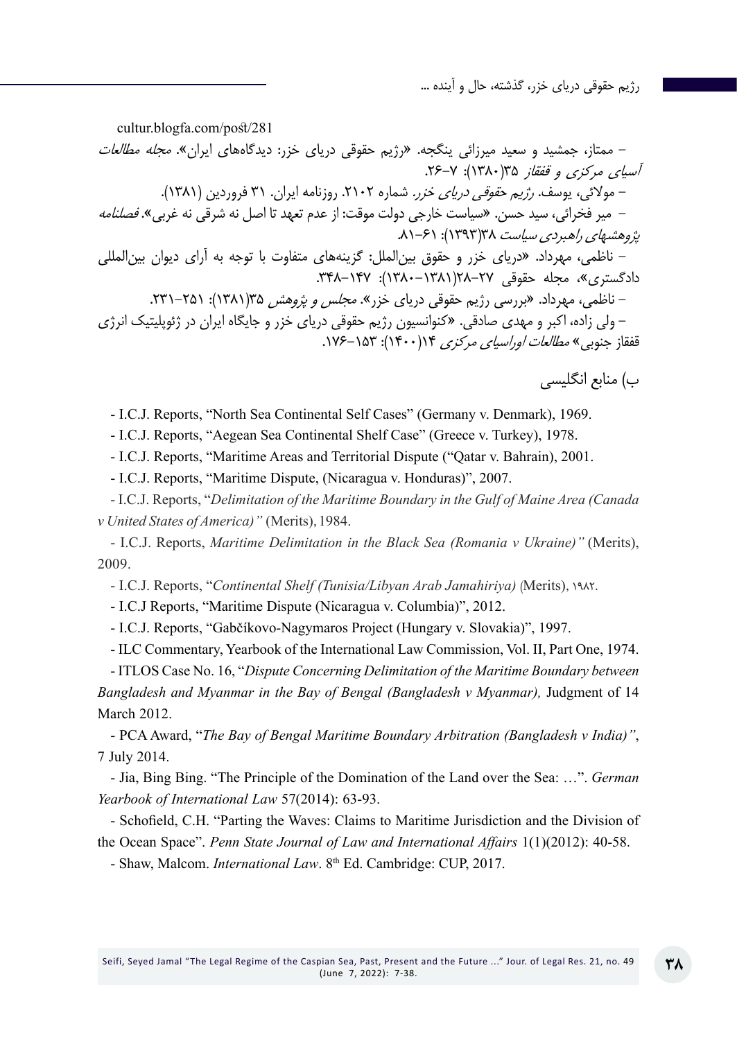cultur.blogfa.com/post/281

– ممتاز، جمشید و سعید میرزائی ینگجه. «رژیم حقوقی دریای خزر: دیدگاه‌های ایران». *مجله مطالعات آسیای مرکزی و قفقاز* ۳۵(۱۳۸۰): ۷–۲۶.

– مولائی، یوسف. *رژیم حقوقی دریای خزر*. شماره ۲۱۰۲. روزنامه ایران. ۳۱ فروردین (۱۳۸۱).

– میر فخرائی، سید حسن. «سیاست خارجی دولت موقت: از عدم تعهد تا اصل نه شرقی نه غربی». *فصلنامه پژوهشهای راهبردی سیاست* ۳۸(۱۳۹۳): ۶۱–۸۱.

– ناظمی، مهرداد. «دریای خزر و حقوق بین‌الملل: گزینه‌های متفاوت با توجه به آرای دیوان بین‌المللی دادگستری»، مجله حقوقی ۲۷–۲۸(۱۳۸۱–۱۳۸۰): ۱۴۷–۳۴۸.

– ناظمی، مهرداد. «بررسی رژیم حقوقی دریای خزر». *مجلس و پژوهش* ۳۵(۱۳۸۱): ۲۵۱–۲۳۱.

– ولی زاده، اکبر و مهدی صادقی. «کنوانسیون رژیم حقوقی دریای خزر و جایگاه ایران در ژئوپلیتیک انرژی قفقاز جنوبی» *مطالعات اوراسیای مرکزی* ۱۴(۱۴۰۰): ۱۵۳–۱۷۶.

## ب) منابع انگلیسی

- I.C.J. Reports, "North Sea Continental Self Cases" (Germany v. Denmark), 1969.
- I.C.J. Reports, "Aegean Sea Continental Shelf Case" (Greece v. Turkey), 1978.
- I.C.J. Reports, "Maritime Areas and Territorial Dispute ("Qatar v. Bahrain), 2001.
- I.C.J. Reports, "Maritime Dispute, (Nicaragua v. Honduras)", 2007.
- I.C.J. Reports, "*Delimitation of the Maritime Boundary in the Gulf of Maine Area (Canada v United States of America)"* (Merits), 1984.
- I.C.J. Reports, *Maritime Delimitation in the Black Sea (Romania v Ukraine)"* (Merits), 2009.
- I.C.J. Reports, "*Continental Shelf (Tunisia/Libyan Arab Jamahiriya)* (Merits), ۱۹۸۲.
- I.C.J Reports, "Maritime Dispute (Nicaragua v. Columbia)", 2012.
- I.C.J. Reports, "Gabčíkovo-Nagymaros Project (Hungary v. Slovakia)", 1997.
- ILC Commentary, Yearbook of the International Law Commission, Vol. II, Part One, 1974.
- ITLOS Case No. 16, "*Dispute Concerning Delimitation of the Maritime Boundary between Bangladesh and Myanmar in the Bay of Bengal (Bangladesh v Myanmar),* Judgment of 14 March 2012.
- PCA Award, "*The Bay of Bengal Maritime Boundary Arbitration (Bangladesh v India)"*, 7 July 2014.
- Jia, Bing Bing. "The Principle of the Domination of the Land over the Sea: …". *German Yearbook of International Law* 57(2014): 63-93.
- Schofield, C.H. "Parting the Waves: Claims to Maritime Jurisdiction and the Division of the Ocean Space". *Penn State Journal of Law and International Affairs* 1(1)(2012): 40-58.
- Shaw, Malcom. *International Law*. 8th Ed. Cambridge: CUP, 2017.